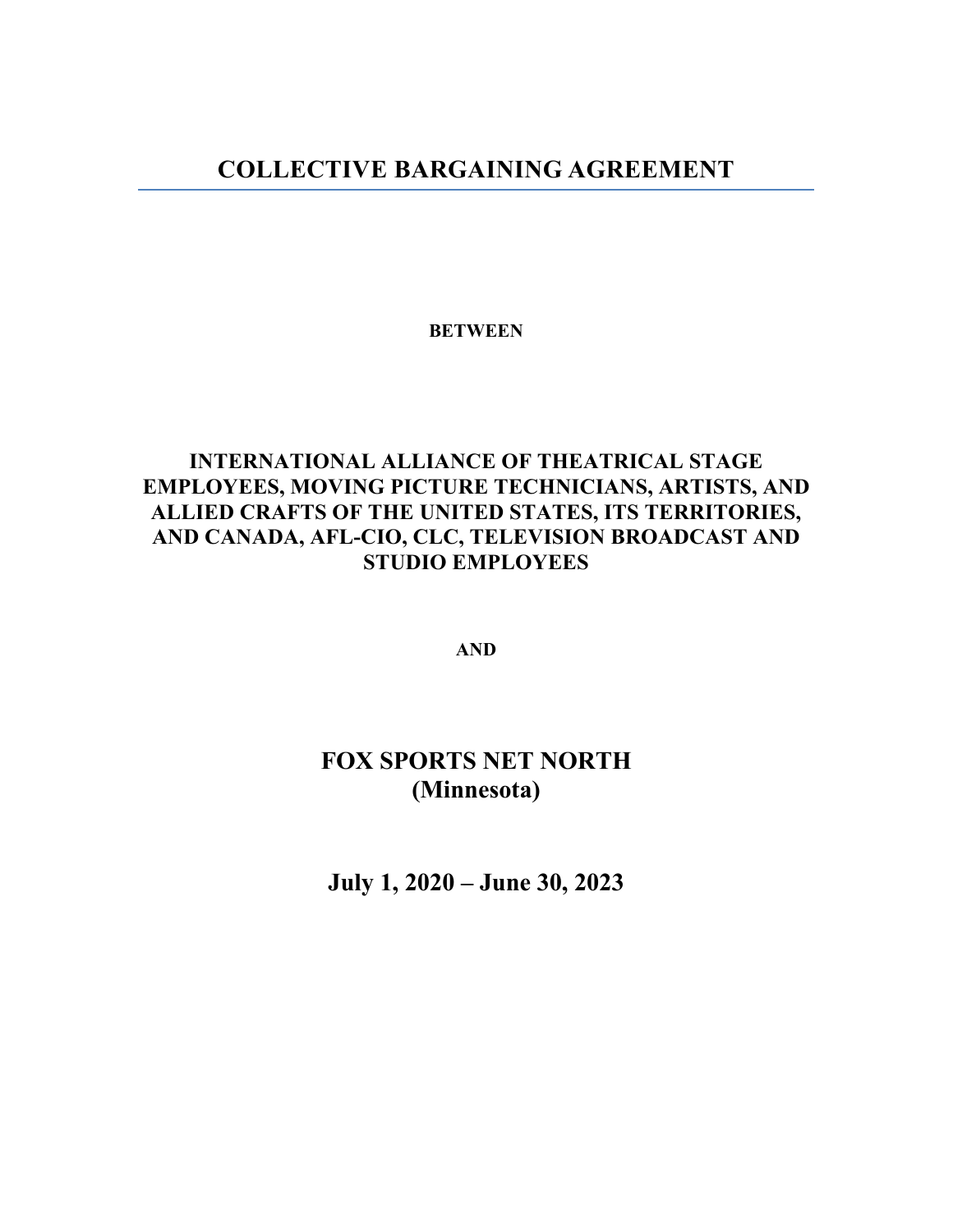# COLLECTIVE BARGAINING AGREEMENT

**BETWEEN**

**INTERNATIONAL ALLIANCE OF THEATRICAL STAGE EMPLOYEES, MOVING PICTURE TECHNICIANS, ARTISTS, AND ALLIED CRAFTS OF THE UNITED STATES, ITS TERRITORIES, AND CANADA, AFL-CIO, CLC, TELEVISION BROADCAST AND STUDIO EMPLOYEES**

**AND**

## FOX SPORTS NET NORTH (Minnesota)

## July 1, 2020 – June 30, 2023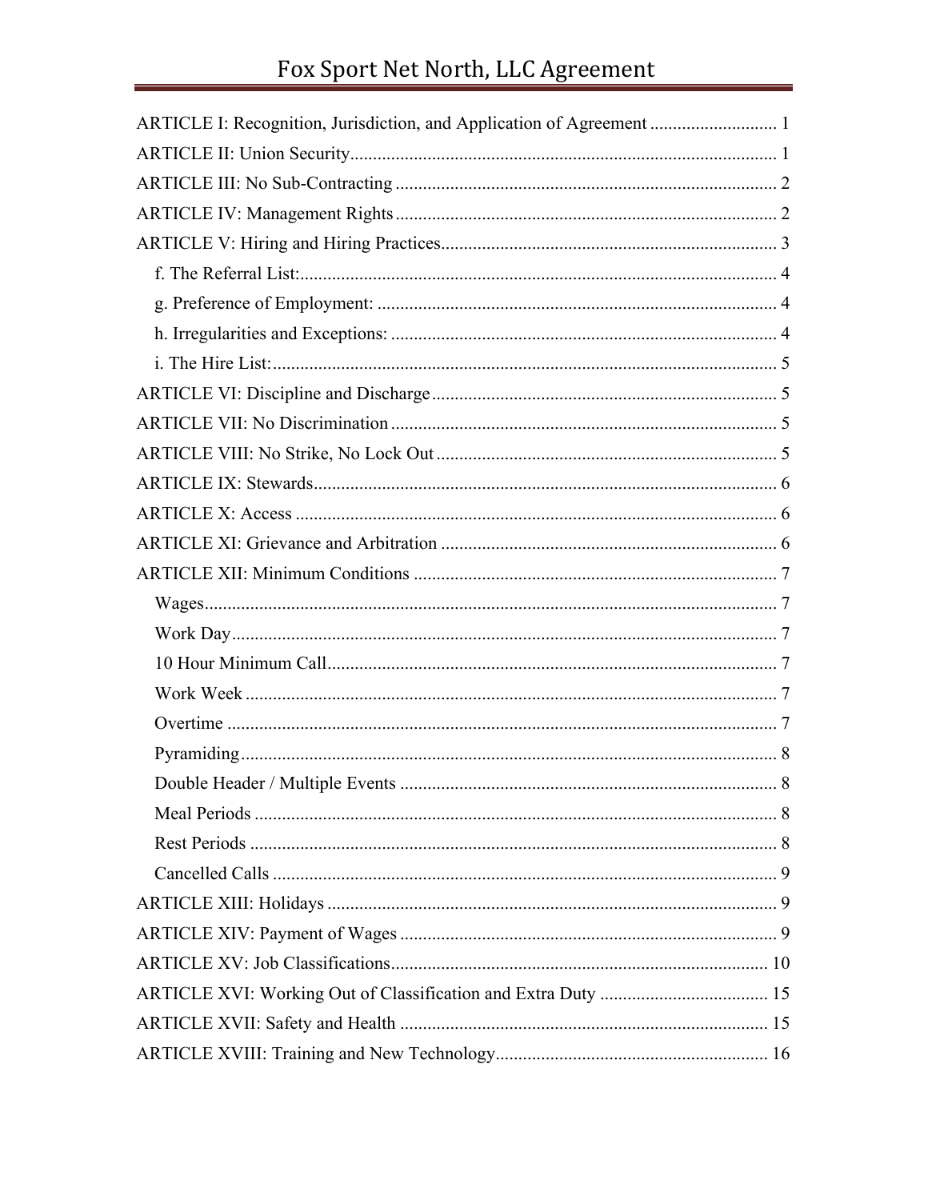ARTICLE I: Recognition, Jurisdiction, and Application of Agreement ........................... 1
ARTICLE II: Union Security........................................................................................... 1
ARTICLE III: No Sub-Contracting .................................................................................. 2
ARTICLE IV: Management Rights .................................................................................. 2
ARTICLE V: Hiring and Hiring Practices........................................................................ 3
- f. The Referral List:........................................................................................................ 4
- g. Preference of Employment: ....................................................................................... 4
- h. Irregularities and Exceptions: .................................................................................... 4
- i. The Hire List:.............................................................................................................. 5

ARTICLE VI: Discipline and Discharge .......................................................................... 5
ARTICLE VII: No Discrimination ................................................................................... 5
ARTICLE VIII: No Strike, No Lock Out .......................................................................... 5
ARTICLE IX: Stewards.................................................................................................... 6
ARTICLE X: Access ........................................................................................................ 6
ARTICLE XI: Grievance and Arbitration ........................................................................ 6
ARTICLE XII: Minimum Conditions ............................................................................... 7
- Wages............................................................................................................................ 7
- Work Day....................................................................................................................... 7
- 10 Hour Minimum Call.................................................................................................. 7
- Work Week .................................................................................................................... 7
- Overtime ........................................................................................................................ 7
- Pyramiding..................................................................................................................... 8
- Double Header / Multiple Events .................................................................................. 8
- Meal Periods .................................................................................................................. 8
- Rest Periods ................................................................................................................... 8
- Cancelled Calls .............................................................................................................. 9

ARTICLE XIII: Holidays ................................................................................................. 9
ARTICLE XIV: Payment of Wages ................................................................................. 9
ARTICLE XV: Job Classifications.................................................................................. 10
ARTICLE XVI: Working Out of Classification and Extra Duty .................................... 15
ARTICLE XVII: Safety and Health ................................................................................ 15
ARTICLE XVIII: Training and New Technology........................................................... 16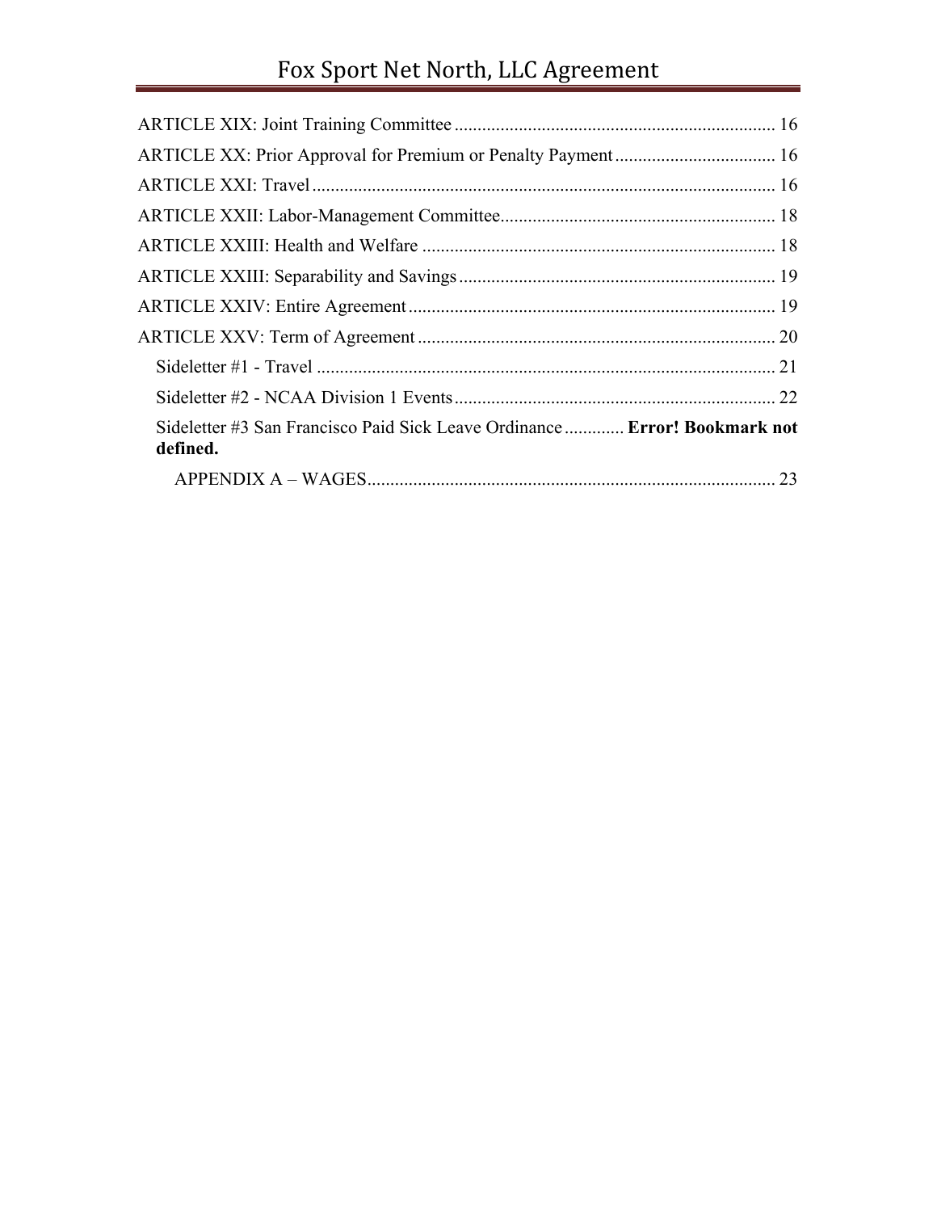ARTICLE XIX: Joint Training Committee ..................................................................... 16

ARTICLE XX: Prior Approval for Premium or Penalty Payment .................................. 16

ARTICLE XXI: Travel .................................................................................................... 16

ARTICLE XXII: Labor-Management Committee........................................................... 18

ARTICLE XXIII: Health and Welfare ............................................................................ 18

ARTICLE XXIII: Separability and Savings .................................................................... 19

ARTICLE XXIV: Entire Agreement ............................................................................... 19

ARTICLE XXV: Term of Agreement ............................................................................. 20

- Sideletter #1 - Travel .................................................................................................. 21
- Sideletter #2 - NCAA Division 1 Events ..................................................................... 22
- Sideletter #3 San Francisco Paid Sick Leave Ordinance ............ **Error! Bookmark not defined.**
  - APPENDIX A – WAGES ......................................................................................... 23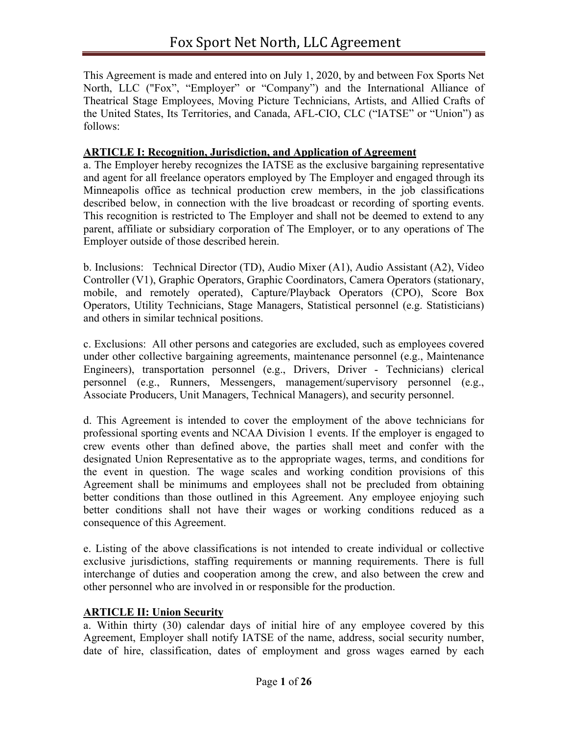# Fox Sport Net North, LLC Agreement

This Agreement is made and entered into on July 1, 2020, by and between Fox Sports Net North, LLC ("Fox", "Employer" or "Company") and the International Alliance of Theatrical Stage Employees, Moving Picture Technicians, Artists, and Allied Crafts of the United States, Its Territories, and Canada, AFL-CIO, CLC ("IATSE" or "Union") as follows:

## ARTICLE I: Recognition, Jurisdiction, and Application of Agreement

a. The Employer hereby recognizes the IATSE as the exclusive bargaining representative and agent for all freelance operators employed by The Employer and engaged through its Minneapolis office as technical production crew members, in the job classifications described below, in connection with the live broadcast or recording of sporting events. This recognition is restricted to The Employer and shall not be deemed to extend to any parent, affiliate or subsidiary corporation of The Employer, or to any operations of The Employer outside of those described herein.

b. Inclusions: Technical Director (TD), Audio Mixer (A1), Audio Assistant (A2), Video Controller (V1), Graphic Operators, Graphic Coordinators, Camera Operators (stationary, mobile, and remotely operated), Capture/Playback Operators (CPO), Score Box Operators, Utility Technicians, Stage Managers, Statistical personnel (e.g. Statisticians) and others in similar technical positions.

c. Exclusions: All other persons and categories are excluded, such as employees covered under other collective bargaining agreements, maintenance personnel (e.g., Maintenance Engineers), transportation personnel (e.g., Drivers, Driver - Technicians) clerical personnel (e.g., Runners, Messengers, management/supervisory personnel (e.g., Associate Producers, Unit Managers, Technical Managers), and security personnel.

d. This Agreement is intended to cover the employment of the above technicians for professional sporting events and NCAA Division 1 events. If the employer is engaged to crew events other than defined above, the parties shall meet and confer with the designated Union Representative as to the appropriate wages, terms, and conditions for the event in question. The wage scales and working condition provisions of this Agreement shall be minimums and employees shall not be precluded from obtaining better conditions than those outlined in this Agreement. Any employee enjoying such better conditions shall not have their wages or working conditions reduced as a consequence of this Agreement.

e. Listing of the above classifications is not intended to create individual or collective exclusive jurisdictions, staffing requirements or manning requirements. There is full interchange of duties and cooperation among the crew, and also between the crew and other personnel who are involved in or responsible for the production.

## ARTICLE II: Union Security

a. Within thirty (30) calendar days of initial hire of any employee covered by this Agreement, Employer shall notify IATSE of the name, address, social security number, date of hire, classification, dates of employment and gross wages earned by each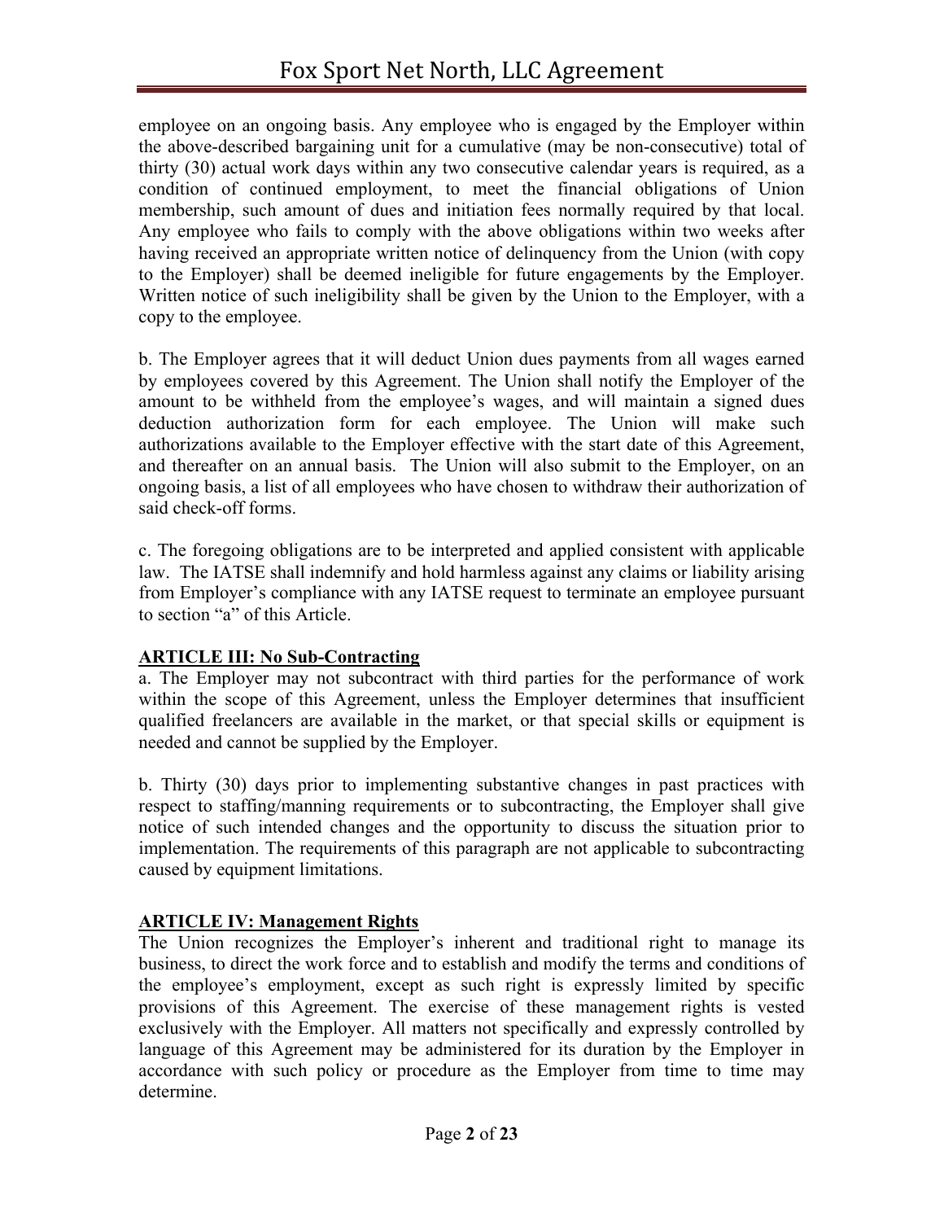employee on an ongoing basis. Any employee who is engaged by the Employer within the above-described bargaining unit for a cumulative (may be non-consecutive) total of thirty (30) actual work days within any two consecutive calendar years is required, as a condition of continued employment, to meet the financial obligations of Union membership, such amount of dues and initiation fees normally required by that local. Any employee who fails to comply with the above obligations within two weeks after having received an appropriate written notice of delinquency from the Union (with copy to the Employer) shall be deemed ineligible for future engagements by the Employer. Written notice of such ineligibility shall be given by the Union to the Employer, with a copy to the employee.

b. The Employer agrees that it will deduct Union dues payments from all wages earned by employees covered by this Agreement. The Union shall notify the Employer of the amount to be withheld from the employee's wages, and will maintain a signed dues deduction authorization form for each employee. The Union will make such authorizations available to the Employer effective with the start date of this Agreement, and thereafter on an annual basis. The Union will also submit to the Employer, on an ongoing basis, a list of all employees who have chosen to withdraw their authorization of said check-off forms.

c. The foregoing obligations are to be interpreted and applied consistent with applicable law. The IATSE shall indemnify and hold harmless against any claims or liability arising from Employer's compliance with any IATSE request to terminate an employee pursuant to section "a" of this Article.

## ARTICLE III: No Sub-Contracting

a. The Employer may not subcontract with third parties for the performance of work within the scope of this Agreement, unless the Employer determines that insufficient qualified freelancers are available in the market, or that special skills or equipment is needed and cannot be supplied by the Employer.

b. Thirty (30) days prior to implementing substantive changes in past practices with respect to staffing/manning requirements or to subcontracting, the Employer shall give notice of such intended changes and the opportunity to discuss the situation prior to implementation. The requirements of this paragraph are not applicable to subcontracting caused by equipment limitations.

## ARTICLE IV: Management Rights

The Union recognizes the Employer's inherent and traditional right to manage its business, to direct the work force and to establish and modify the terms and conditions of the employee's employment, except as such right is expressly limited by specific provisions of this Agreement. The exercise of these management rights is vested exclusively with the Employer. All matters not specifically and expressly controlled by language of this Agreement may be administered for its duration by the Employer in accordance with such policy or procedure as the Employer from time to time may determine.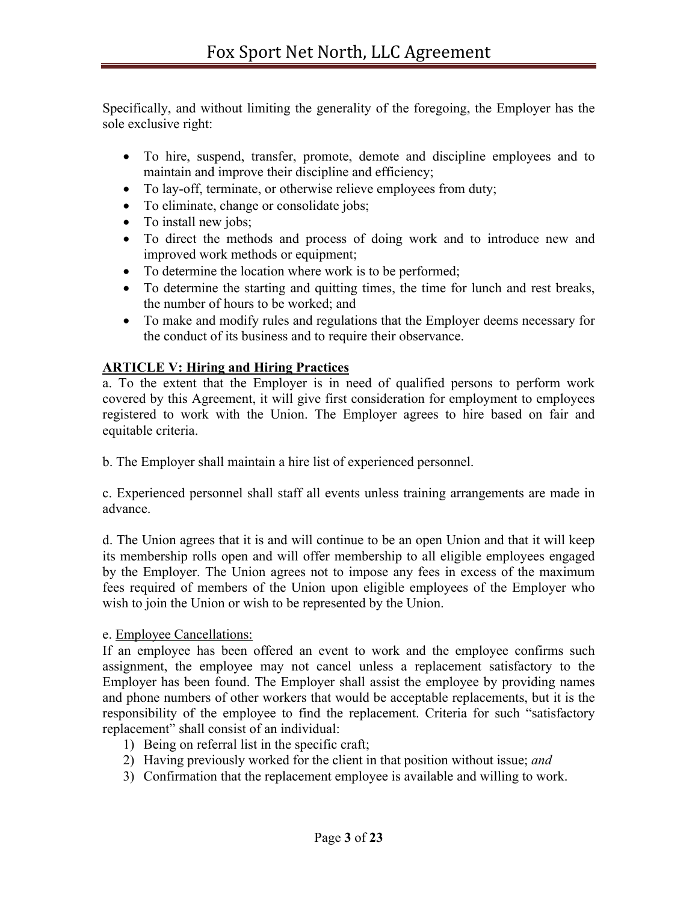Specifically, and without limiting the generality of the foregoing, the Employer has the sole exclusive right:

- To hire, suspend, transfer, promote, demote and discipline employees and to maintain and improve their discipline and efficiency;
- To lay-off, terminate, or otherwise relieve employees from duty;
- To eliminate, change or consolidate jobs;
- To install new jobs;
- To direct the methods and process of doing work and to introduce new and improved work methods or equipment;
- To determine the location where work is to be performed;
- To determine the starting and quitting times, the time for lunch and rest breaks, the number of hours to be worked; and
- To make and modify rules and regulations that the Employer deems necessary for the conduct of its business and to require their observance.

**ARTICLE V: Hiring and Hiring Practices**

a. To the extent that the Employer is in need of qualified persons to perform work covered by this Agreement, it will give first consideration for employment to employees registered to work with the Union. The Employer agrees to hire based on fair and equitable criteria.

b. The Employer shall maintain a hire list of experienced personnel.

c. Experienced personnel shall staff all events unless training arrangements are made in advance.

d. The Union agrees that it is and will continue to be an open Union and that it will keep its membership rolls open and will offer membership to all eligible employees engaged by the Employer. The Union agrees not to impose any fees in excess of the maximum fees required of members of the Union upon eligible employees of the Employer who wish to join the Union or wish to be represented by the Union.

e. Employee Cancellations:

If an employee has been offered an event to work and the employee confirms such assignment, the employee may not cancel unless a replacement satisfactory to the Employer has been found. The Employer shall assist the employee by providing names and phone numbers of other workers that would be acceptable replacements, but it is the responsibility of the employee to find the replacement. Criteria for such "satisfactory replacement" shall consist of an individual:

1) Being on referral list in the specific craft;
2) Having previously worked for the client in that position without issue; *and*
3) Confirmation that the replacement employee is available and willing to work.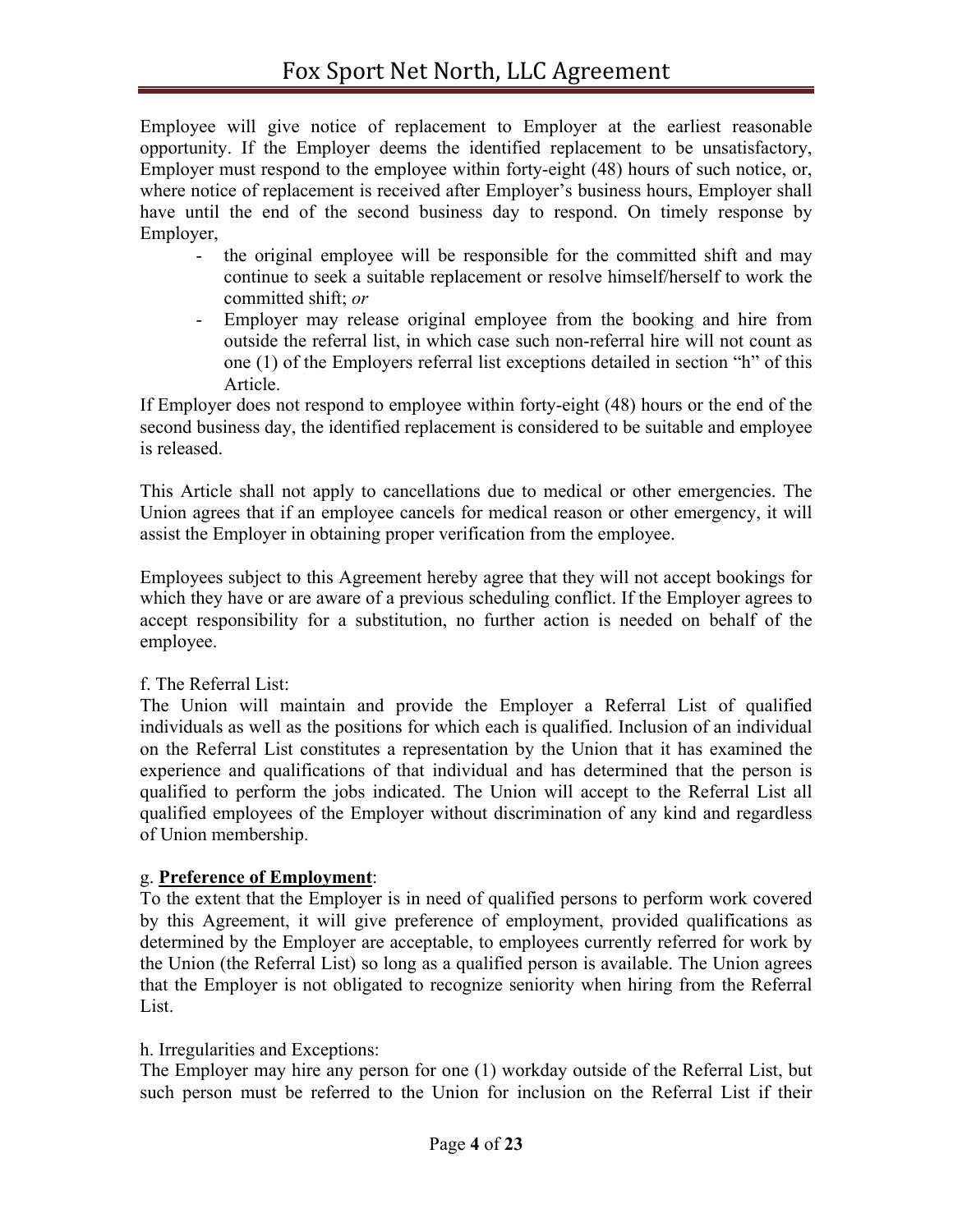Employee will give notice of replacement to Employer at the earliest reasonable opportunity. If the Employer deems the identified replacement to be unsatisfactory, Employer must respond to the employee within forty-eight (48) hours of such notice, or, where notice of replacement is received after Employer's business hours, Employer shall have until the end of the second business day to respond. On timely response by Employer,

- the original employee will be responsible for the committed shift and may continue to seek a suitable replacement or resolve himself/herself to work the committed shift; *or*
- Employer may release original employee from the booking and hire from outside the referral list, in which case such non-referral hire will not count as one (1) of the Employers referral list exceptions detailed in section "h" of this Article.

If Employer does not respond to employee within forty-eight (48) hours or the end of the second business day, the identified replacement is considered to be suitable and employee is released.

This Article shall not apply to cancellations due to medical or other emergencies. The Union agrees that if an employee cancels for medical reason or other emergency, it will assist the Employer in obtaining proper verification from the employee.

Employees subject to this Agreement hereby agree that they will not accept bookings for which they have or are aware of a previous scheduling conflict. If the Employer agrees to accept responsibility for a substitution, no further action is needed on behalf of the employee.

f. The Referral List:

The Union will maintain and provide the Employer a Referral List of qualified individuals as well as the positions for which each is qualified. Inclusion of an individual on the Referral List constitutes a representation by the Union that it has examined the experience and qualifications of that individual and has determined that the person is qualified to perform the jobs indicated. The Union will accept to the Referral List all qualified employees of the Employer without discrimination of any kind and regardless of Union membership.

g. **Preference of Employment**:

To the extent that the Employer is in need of qualified persons to perform work covered by this Agreement, it will give preference of employment, provided qualifications as determined by the Employer are acceptable, to employees currently referred for work by the Union (the Referral List) so long as a qualified person is available. The Union agrees that the Employer is not obligated to recognize seniority when hiring from the Referral List.

h. Irregularities and Exceptions:

The Employer may hire any person for one (1) workday outside of the Referral List, but such person must be referred to the Union for inclusion on the Referral List if their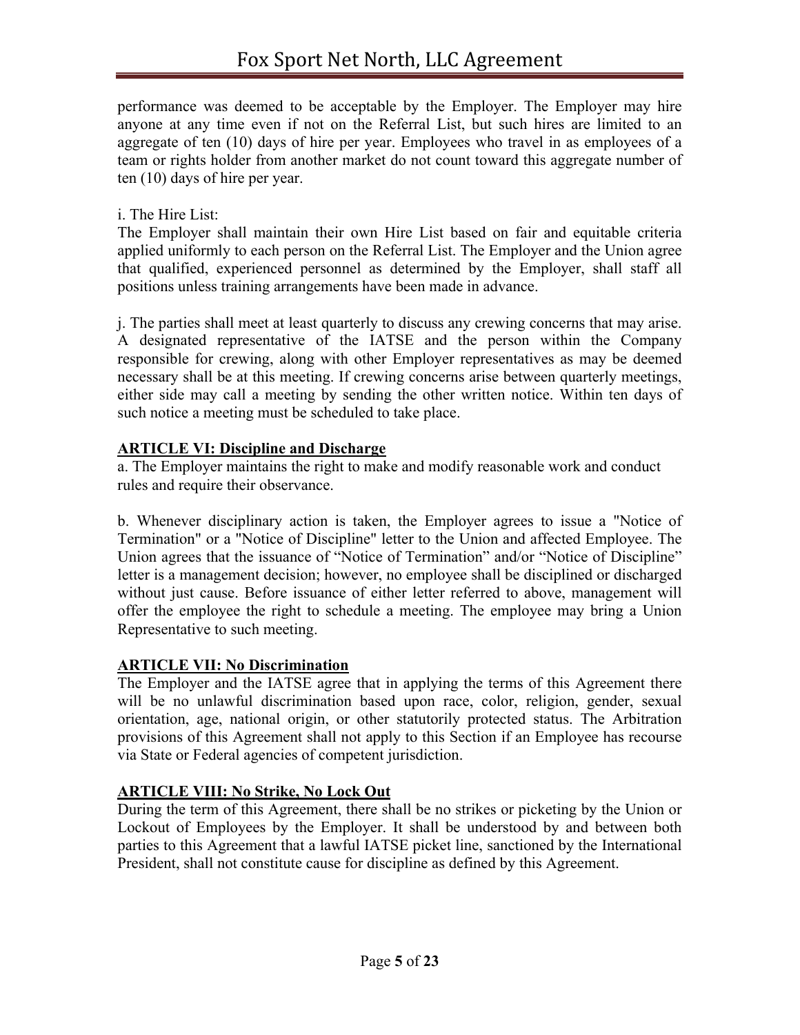performance was deemed to be acceptable by the Employer. The Employer may hire anyone at any time even if not on the Referral List, but such hires are limited to an aggregate of ten (10) days of hire per year. Employees who travel in as employees of a team or rights holder from another market do not count toward this aggregate number of ten (10) days of hire per year.

i. The Hire List:
The Employer shall maintain their own Hire List based on fair and equitable criteria applied uniformly to each person on the Referral List. The Employer and the Union agree that qualified, experienced personnel as determined by the Employer, shall staff all positions unless training arrangements have been made in advance.

j. The parties shall meet at least quarterly to discuss any crewing concerns that may arise. A designated representative of the IATSE and the person within the Company responsible for crewing, along with other Employer representatives as may be deemed necessary shall be at this meeting. If crewing concerns arise between quarterly meetings, either side may call a meeting by sending the other written notice. Within ten days of such notice a meeting must be scheduled to take place.

## ARTICLE VI: Discipline and Discharge

a. The Employer maintains the right to make and modify reasonable work and conduct rules and require their observance.

b. Whenever disciplinary action is taken, the Employer agrees to issue a "Notice of Termination" or a "Notice of Discipline" letter to the Union and affected Employee. The Union agrees that the issuance of "Notice of Termination" and/or "Notice of Discipline" letter is a management decision; however, no employee shall be disciplined or discharged without just cause. Before issuance of either letter referred to above, management will offer the employee the right to schedule a meeting. The employee may bring a Union Representative to such meeting.

## ARTICLE VII: No Discrimination

The Employer and the IATSE agree that in applying the terms of this Agreement there will be no unlawful discrimination based upon race, color, religion, gender, sexual orientation, age, national origin, or other statutorily protected status. The Arbitration provisions of this Agreement shall not apply to this Section if an Employee has recourse via State or Federal agencies of competent jurisdiction.

## ARTICLE VIII: No Strike, No Lock Out

During the term of this Agreement, there shall be no strikes or picketing by the Union or Lockout of Employees by the Employer. It shall be understood by and between both parties to this Agreement that a lawful IATSE picket line, sanctioned by the International President, shall not constitute cause for discipline as defined by this Agreement.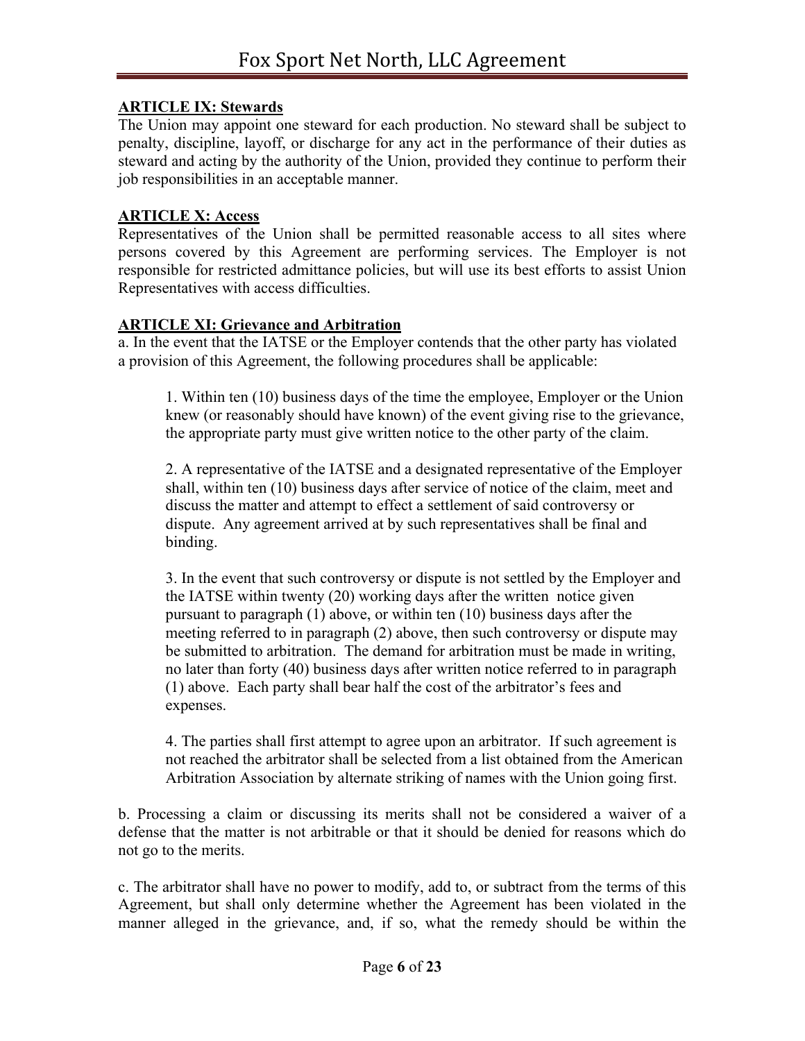**ARTICLE IX: Stewards**

The Union may appoint one steward for each production. No steward shall be subject to penalty, discipline, layoff, or discharge for any act in the performance of their duties as steward and acting by the authority of the Union, provided they continue to perform their job responsibilities in an acceptable manner.

**ARTICLE X: Access**

Representatives of the Union shall be permitted reasonable access to all sites where persons covered by this Agreement are performing services. The Employer is not responsible for restricted admittance policies, but will use its best efforts to assist Union Representatives with access difficulties.

**ARTICLE XI: Grievance and Arbitration**

a. In the event that the IATSE or the Employer contends that the other party has violated a provision of this Agreement, the following procedures shall be applicable:

> 1. Within ten (10) business days of the time the employee, Employer or the Union knew (or reasonably should have known) of the event giving rise to the grievance, the appropriate party must give written notice to the other party of the claim.
>
> 2. A representative of the IATSE and a designated representative of the Employer shall, within ten (10) business days after service of notice of the claim, meet and discuss the matter and attempt to effect a settlement of said controversy or dispute. Any agreement arrived at by such representatives shall be final and binding.
>
> 3. In the event that such controversy or dispute is not settled by the Employer and the IATSE within twenty (20) working days after the written notice given pursuant to paragraph (1) above, or within ten (10) business days after the meeting referred to in paragraph (2) above, then such controversy or dispute may be submitted to arbitration. The demand for arbitration must be made in writing, no later than forty (40) business days after written notice referred to in paragraph (1) above. Each party shall bear half the cost of the arbitrator's fees and expenses.
>
> 4. The parties shall first attempt to agree upon an arbitrator. If such agreement is not reached the arbitrator shall be selected from a list obtained from the American Arbitration Association by alternate striking of names with the Union going first.

b. Processing a claim or discussing its merits shall not be considered a waiver of a defense that the matter is not arbitrable or that it should be denied for reasons which do not go to the merits.

c. The arbitrator shall have no power to modify, add to, or subtract from the terms of this Agreement, but shall only determine whether the Agreement has been violated in the manner alleged in the grievance, and, if so, what the remedy should be within the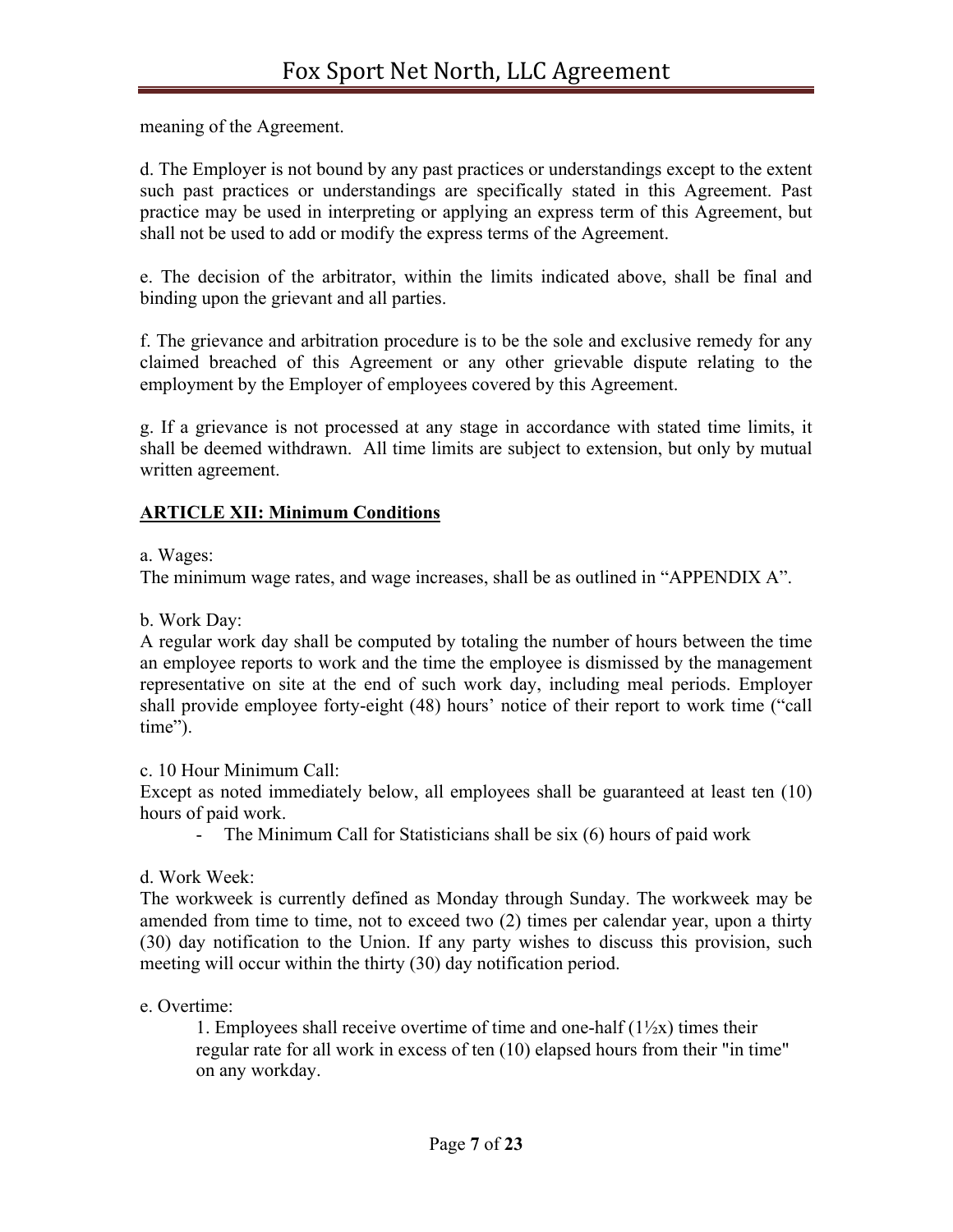meaning of the Agreement.

d. The Employer is not bound by any past practices or understandings except to the extent such past practices or understandings are specifically stated in this Agreement. Past practice may be used in interpreting or applying an express term of this Agreement, but shall not be used to add or modify the express terms of the Agreement.

e. The decision of the arbitrator, within the limits indicated above, shall be final and binding upon the grievant and all parties.

f. The grievance and arbitration procedure is to be the sole and exclusive remedy for any claimed breached of this Agreement or any other grievable dispute relating to the employment by the Employer of employees covered by this Agreement.

g. If a grievance is not processed at any stage in accordance with stated time limits, it shall be deemed withdrawn. All time limits are subject to extension, but only by mutual written agreement.

## ARTICLE XII: Minimum Conditions

a. Wages:
The minimum wage rates, and wage increases, shall be as outlined in "APPENDIX A".

b. Work Day:
A regular work day shall be computed by totaling the number of hours between the time an employee reports to work and the time the employee is dismissed by the management representative on site at the end of such work day, including meal periods. Employer shall provide employee forty-eight (48) hours' notice of their report to work time ("call time").

c. 10 Hour Minimum Call:
Except as noted immediately below, all employees shall be guaranteed at least ten (10) hours of paid work.

- The Minimum Call for Statisticians shall be six (6) hours of paid work

d. Work Week:
The workweek is currently defined as Monday through Sunday. The workweek may be amended from time to time, not to exceed two (2) times per calendar year, upon a thirty (30) day notification to the Union. If any party wishes to discuss this provision, such meeting will occur within the thirty (30) day notification period.

e. Overtime:

1. Employees shall receive overtime of time and one-half (1½x) times their regular rate for all work in excess of ten (10) elapsed hours from their "in time" on any workday.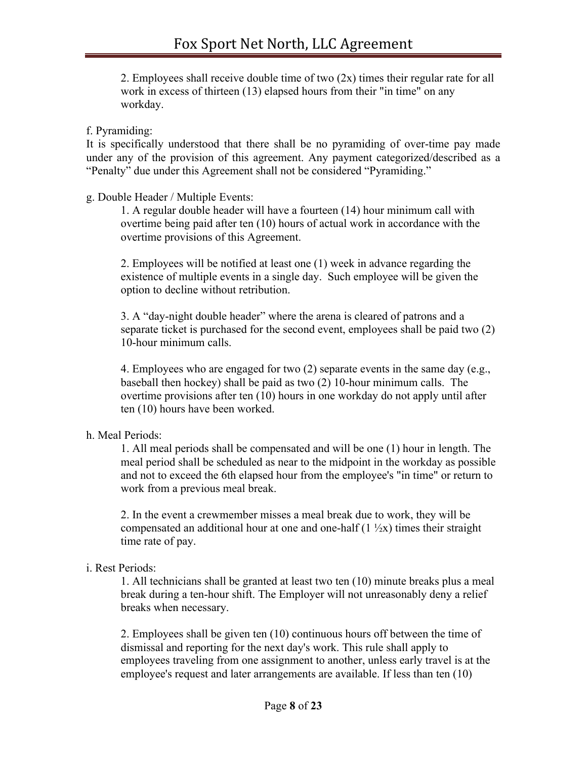2. Employees shall receive double time of two (2x) times their regular rate for all work in excess of thirteen (13) elapsed hours from their "in time" on any workday.

f. Pyramiding:

It is specifically understood that there shall be no pyramiding of over-time pay made under any of the provision of this agreement. Any payment categorized/described as a "Penalty" due under this Agreement shall not be considered "Pyramiding."

g. Double Header / Multiple Events:

1. A regular double header will have a fourteen (14) hour minimum call with overtime being paid after ten (10) hours of actual work in accordance with the overtime provisions of this Agreement.

2. Employees will be notified at least one (1) week in advance regarding the existence of multiple events in a single day. Such employee will be given the option to decline without retribution.

3. A "day-night double header" where the arena is cleared of patrons and a separate ticket is purchased for the second event, employees shall be paid two (2) 10-hour minimum calls.

4. Employees who are engaged for two (2) separate events in the same day (e.g., baseball then hockey) shall be paid as two (2) 10-hour minimum calls. The overtime provisions after ten (10) hours in one workday do not apply until after ten (10) hours have been worked.

h. Meal Periods:

1. All meal periods shall be compensated and will be one (1) hour in length. The meal period shall be scheduled as near to the midpoint in the workday as possible and not to exceed the 6th elapsed hour from the employee's "in time" or return to work from a previous meal break.

2. In the event a crewmember misses a meal break due to work, they will be compensated an additional hour at one and one-half (1 ½x) times their straight time rate of pay.

i. Rest Periods:

1. All technicians shall be granted at least two ten (10) minute breaks plus a meal break during a ten-hour shift. The Employer will not unreasonably deny a relief breaks when necessary.

2. Employees shall be given ten (10) continuous hours off between the time of dismissal and reporting for the next day's work. This rule shall apply to employees traveling from one assignment to another, unless early travel is at the employee's request and later arrangements are available. If less than ten (10)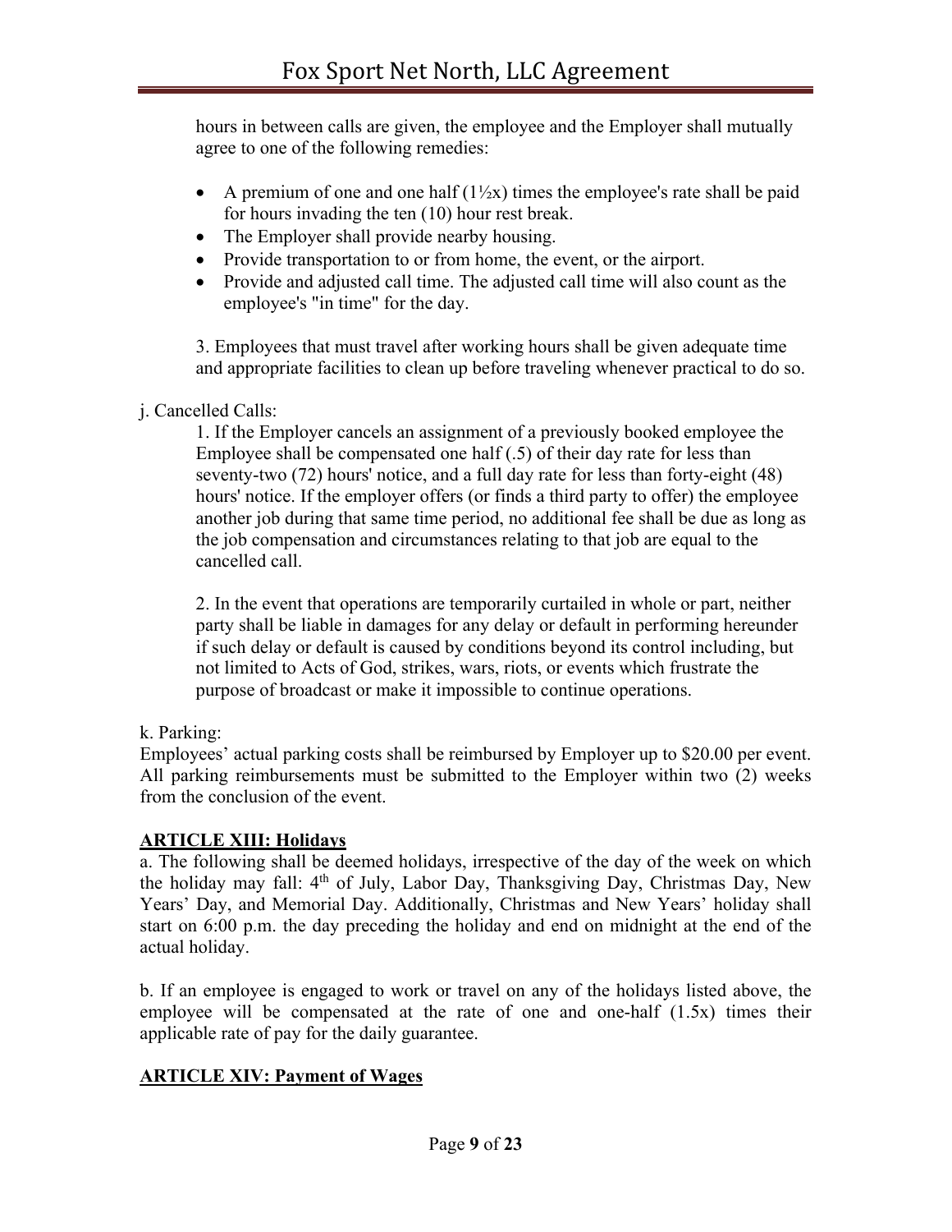hours in between calls are given, the employee and the Employer shall mutually agree to one of the following remedies:

- A premium of one and one half (1½x) times the employee's rate shall be paid for hours invading the ten (10) hour rest break.
- The Employer shall provide nearby housing.
- Provide transportation to or from home, the event, or the airport.
- Provide and adjusted call time. The adjusted call time will also count as the employee's "in time" for the day.

3. Employees that must travel after working hours shall be given adequate time and appropriate facilities to clean up before traveling whenever practical to do so.

j. Cancelled Calls:

1. If the Employer cancels an assignment of a previously booked employee the Employee shall be compensated one half (.5) of their day rate for less than seventy-two (72) hours' notice, and a full day rate for less than forty-eight (48) hours' notice. If the employer offers (or finds a third party to offer) the employee another job during that same time period, no additional fee shall be due as long as the job compensation and circumstances relating to that job are equal to the cancelled call.

2. In the event that operations are temporarily curtailed in whole or part, neither party shall be liable in damages for any delay or default in performing hereunder if such delay or default is caused by conditions beyond its control including, but not limited to Acts of God, strikes, wars, riots, or events which frustrate the purpose of broadcast or make it impossible to continue operations.

k. Parking:

Employees' actual parking costs shall be reimbursed by Employer up to $20.00 per event. All parking reimbursements must be submitted to the Employer within two (2) weeks from the conclusion of the event.

## ARTICLE XIII: Holidays

a. The following shall be deemed holidays, irrespective of the day of the week on which the holiday may fall: 4th of July, Labor Day, Thanksgiving Day, Christmas Day, New Years' Day, and Memorial Day. Additionally, Christmas and New Years' holiday shall start on 6:00 p.m. the day preceding the holiday and end on midnight at the end of the actual holiday.

b. If an employee is engaged to work or travel on any of the holidays listed above, the employee will be compensated at the rate of one and one-half (1.5x) times their applicable rate of pay for the daily guarantee.

## ARTICLE XIV: Payment of Wages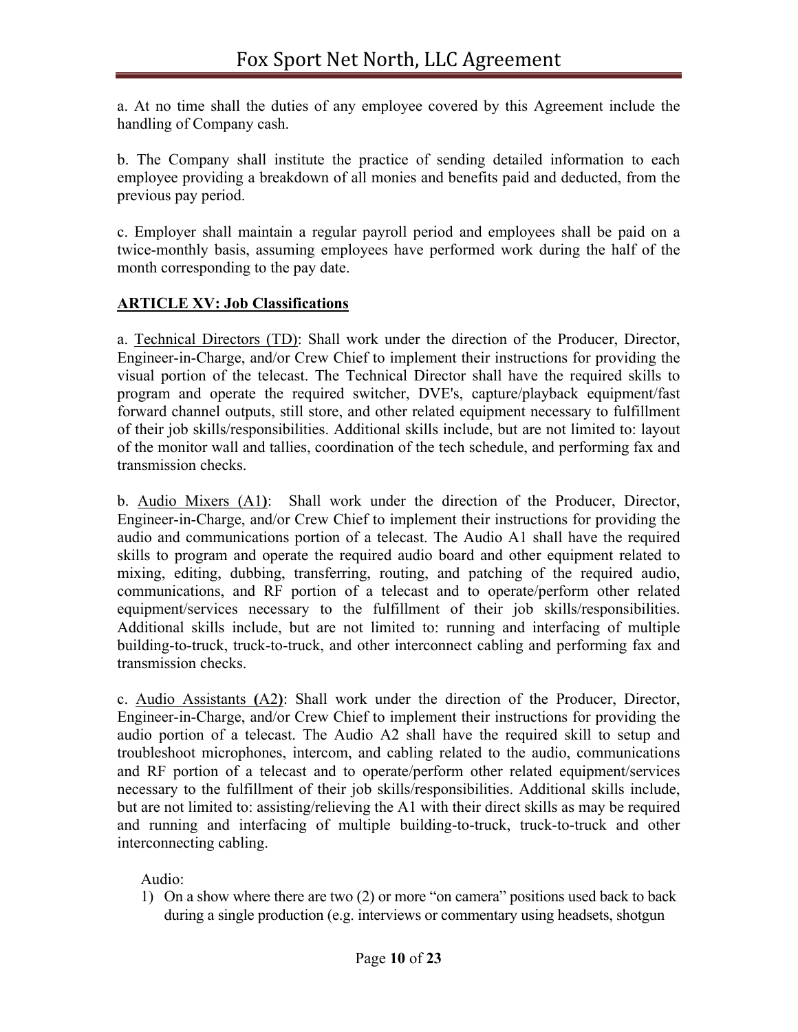a. At no time shall the duties of any employee covered by this Agreement include the handling of Company cash.

b. The Company shall institute the practice of sending detailed information to each employee providing a breakdown of all monies and benefits paid and deducted, from the previous pay period.

c. Employer shall maintain a regular payroll period and employees shall be paid on a twice-monthly basis, assuming employees have performed work during the half of the month corresponding to the pay date.

## ARTICLE XV: Job Classifications

a. Technical Directors (TD): Shall work under the direction of the Producer, Director, Engineer-in-Charge, and/or Crew Chief to implement their instructions for providing the visual portion of the telecast. The Technical Director shall have the required skills to program and operate the required switcher, DVE's, capture/playback equipment/fast forward channel outputs, still store, and other related equipment necessary to fulfillment of their job skills/responsibilities. Additional skills include, but are not limited to: layout of the monitor wall and tallies, coordination of the tech schedule, and performing fax and transmission checks.

b. Audio Mixers (A1): Shall work under the direction of the Producer, Director, Engineer-in-Charge, and/or Crew Chief to implement their instructions for providing the audio and communications portion of a telecast. The Audio A1 shall have the required skills to program and operate the required audio board and other equipment related to mixing, editing, dubbing, transferring, routing, and patching of the required audio, communications, and RF portion of a telecast and to operate/perform other related equipment/services necessary to the fulfillment of their job skills/responsibilities. Additional skills include, but are not limited to: running and interfacing of multiple building-to-truck, truck-to-truck, and other interconnect cabling and performing fax and transmission checks.

c. Audio Assistants (A2): Shall work under the direction of the Producer, Director, Engineer-in-Charge, and/or Crew Chief to implement their instructions for providing the audio portion of a telecast. The Audio A2 shall have the required skill to setup and troubleshoot microphones, intercom, and cabling related to the audio, communications and RF portion of a telecast and to operate/perform other related equipment/services necessary to the fulfillment of their job skills/responsibilities. Additional skills include, but are not limited to: assisting/relieving the A1 with their direct skills as may be required and running and interfacing of multiple building-to-truck, truck-to-truck and other interconnecting cabling.

Audio:

1) On a show where there are two (2) or more "on camera" positions used back to back during a single production (e.g. interviews or commentary using headsets, shotgun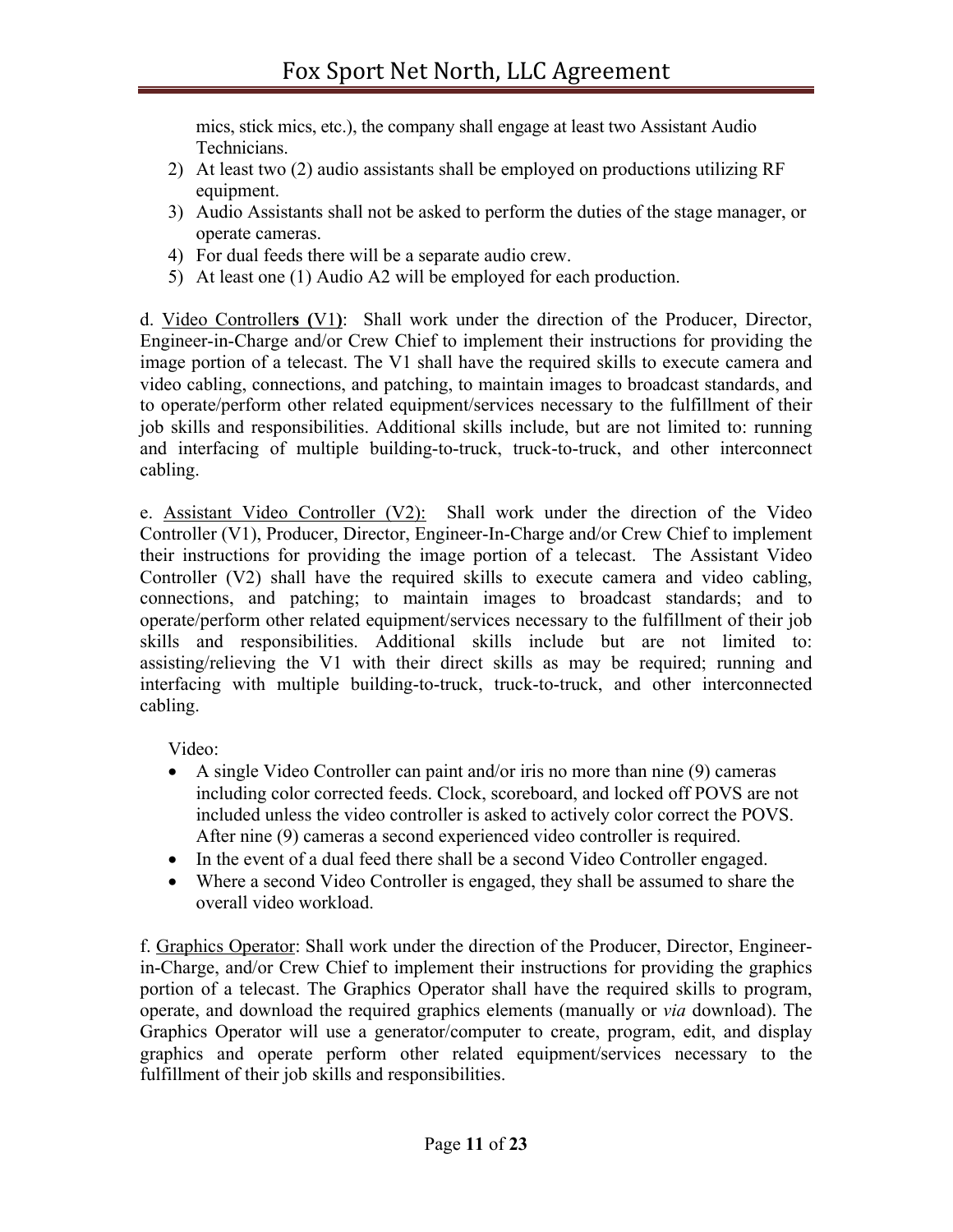mics, stick mics, etc.), the company shall engage at least two Assistant Audio Technicians.

2) At least two (2) audio assistants shall be employed on productions utilizing RF equipment.
3) Audio Assistants shall not be asked to perform the duties of the stage manager, or operate cameras.
4) For dual feeds there will be a separate audio crew.
5) At least one (1) Audio A2 will be employed for each production.

d. Video Controllers (V1): Shall work under the direction of the Producer, Director, Engineer-in-Charge and/or Crew Chief to implement their instructions for providing the image portion of a telecast. The V1 shall have the required skills to execute camera and video cabling, connections, and patching, to maintain images to broadcast standards, and to operate/perform other related equipment/services necessary to the fulfillment of their job skills and responsibilities. Additional skills include, but are not limited to: running and interfacing of multiple building-to-truck, truck-to-truck, and other interconnect cabling.

e. Assistant Video Controller (V2): Shall work under the direction of the Video Controller (V1), Producer, Director, Engineer-In-Charge and/or Crew Chief to implement their instructions for providing the image portion of a telecast. The Assistant Video Controller (V2) shall have the required skills to execute camera and video cabling, connections, and patching; to maintain images to broadcast standards; and to operate/perform other related equipment/services necessary to the fulfillment of their job skills and responsibilities. Additional skills include but are not limited to: assisting/relieving the V1 with their direct skills as may be required; running and interfacing with multiple building-to-truck, truck-to-truck, and other interconnected cabling.

Video:

- A single Video Controller can paint and/or iris no more than nine (9) cameras including color corrected feeds. Clock, scoreboard, and locked off POVS are not included unless the video controller is asked to actively color correct the POVS. After nine (9) cameras a second experienced video controller is required.
- In the event of a dual feed there shall be a second Video Controller engaged.
- Where a second Video Controller is engaged, they shall be assumed to share the overall video workload.

f. Graphics Operator: Shall work under the direction of the Producer, Director, Engineer-in-Charge, and/or Crew Chief to implement their instructions for providing the graphics portion of a telecast. The Graphics Operator shall have the required skills to program, operate, and download the required graphics elements (manually or *via* download). The Graphics Operator will use a generator/computer to create, program, edit, and display graphics and operate perform other related equipment/services necessary to the fulfillment of their job skills and responsibilities.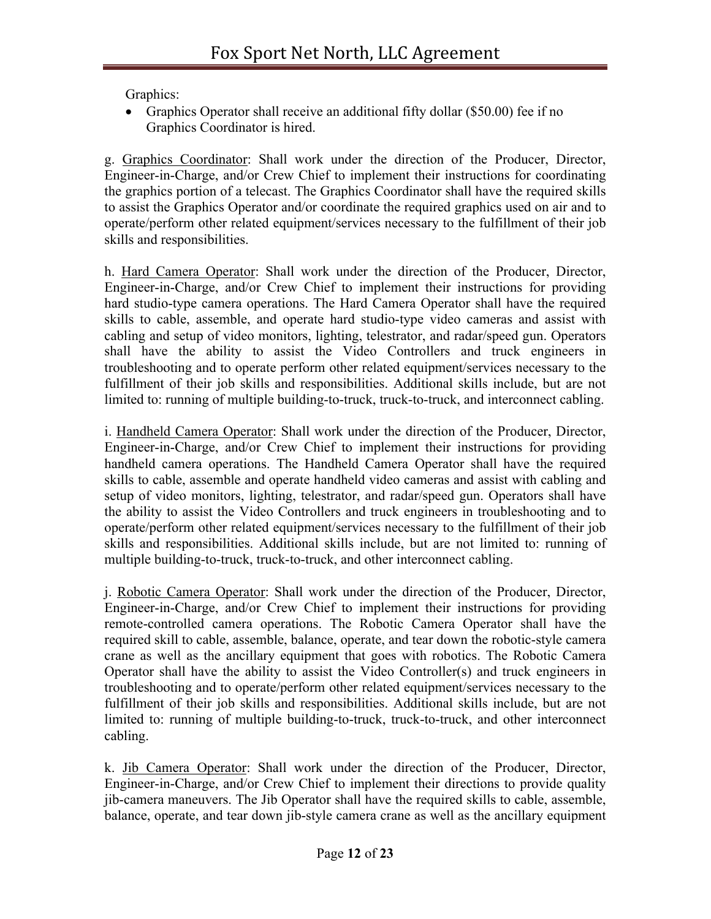Graphics:

- Graphics Operator shall receive an additional fifty dollar ($50.00) fee if no Graphics Coordinator is hired.

g. Graphics Coordinator: Shall work under the direction of the Producer, Director, Engineer-in-Charge, and/or Crew Chief to implement their instructions for coordinating the graphics portion of a telecast. The Graphics Coordinator shall have the required skills to assist the Graphics Operator and/or coordinate the required graphics used on air and to operate/perform other related equipment/services necessary to the fulfillment of their job skills and responsibilities.

h. Hard Camera Operator: Shall work under the direction of the Producer, Director, Engineer-in-Charge, and/or Crew Chief to implement their instructions for providing hard studio-type camera operations. The Hard Camera Operator shall have the required skills to cable, assemble, and operate hard studio-type video cameras and assist with cabling and setup of video monitors, lighting, telestrator, and radar/speed gun. Operators shall have the ability to assist the Video Controllers and truck engineers in troubleshooting and to operate perform other related equipment/services necessary to the fulfillment of their job skills and responsibilities. Additional skills include, but are not limited to: running of multiple building-to-truck, truck-to-truck, and interconnect cabling.

i. Handheld Camera Operator: Shall work under the direction of the Producer, Director, Engineer-in-Charge, and/or Crew Chief to implement their instructions for providing handheld camera operations. The Handheld Camera Operator shall have the required skills to cable, assemble and operate handheld video cameras and assist with cabling and setup of video monitors, lighting, telestrator, and radar/speed gun. Operators shall have the ability to assist the Video Controllers and truck engineers in troubleshooting and to operate/perform other related equipment/services necessary to the fulfillment of their job skills and responsibilities. Additional skills include, but are not limited to: running of multiple building-to-truck, truck-to-truck, and other interconnect cabling.

j. Robotic Camera Operator: Shall work under the direction of the Producer, Director, Engineer-in-Charge, and/or Crew Chief to implement their instructions for providing remote-controlled camera operations. The Robotic Camera Operator shall have the required skill to cable, assemble, balance, operate, and tear down the robotic-style camera crane as well as the ancillary equipment that goes with robotics. The Robotic Camera Operator shall have the ability to assist the Video Controller(s) and truck engineers in troubleshooting and to operate/perform other related equipment/services necessary to the fulfillment of their job skills and responsibilities. Additional skills include, but are not limited to: running of multiple building-to-truck, truck-to-truck, and other interconnect cabling.

k. Jib Camera Operator: Shall work under the direction of the Producer, Director, Engineer-in-Charge, and/or Crew Chief to implement their directions to provide quality jib-camera maneuvers. The Jib Operator shall have the required skills to cable, assemble, balance, operate, and tear down jib-style camera crane as well as the ancillary equipment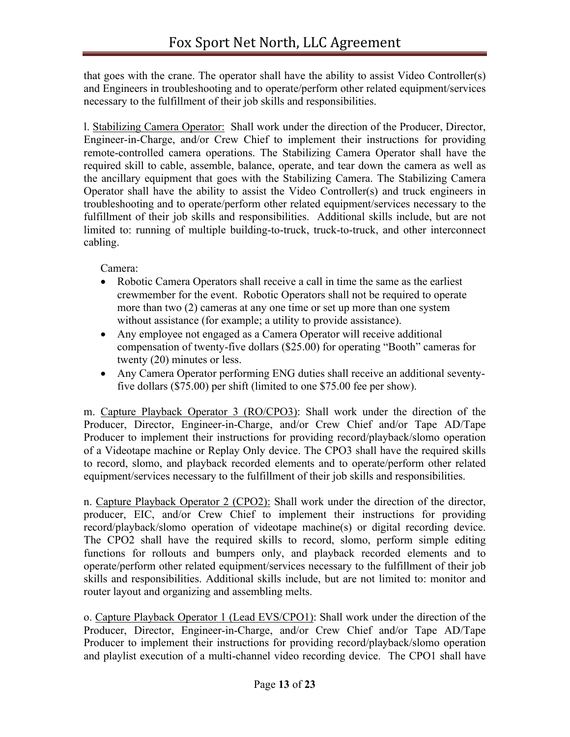that goes with the crane. The operator shall have the ability to assist Video Controller(s) and Engineers in troubleshooting and to operate/perform other related equipment/services necessary to the fulfillment of their job skills and responsibilities.

l. Stabilizing Camera Operator: Shall work under the direction of the Producer, Director, Engineer-in-Charge, and/or Crew Chief to implement their instructions for providing remote-controlled camera operations. The Stabilizing Camera Operator shall have the required skill to cable, assemble, balance, operate, and tear down the camera as well as the ancillary equipment that goes with the Stabilizing Camera. The Stabilizing Camera Operator shall have the ability to assist the Video Controller(s) and truck engineers in troubleshooting and to operate/perform other related equipment/services necessary to the fulfillment of their job skills and responsibilities. Additional skills include, but are not limited to: running of multiple building-to-truck, truck-to-truck, and other interconnect cabling.

Camera:

- Robotic Camera Operators shall receive a call in time the same as the earliest crewmember for the event. Robotic Operators shall not be required to operate more than two (2) cameras at any one time or set up more than one system without assistance (for example; a utility to provide assistance).
- Any employee not engaged as a Camera Operator will receive additional compensation of twenty-five dollars ($25.00) for operating "Booth" cameras for twenty (20) minutes or less.
- Any Camera Operator performing ENG duties shall receive an additional seventy-five dollars ($75.00) per shift (limited to one $75.00 fee per show).

m. Capture Playback Operator 3 (RO/CPO3): Shall work under the direction of the Producer, Director, Engineer-in-Charge, and/or Crew Chief and/or Tape AD/Tape Producer to implement their instructions for providing record/playback/slomo operation of a Videotape machine or Replay Only device. The CPO3 shall have the required skills to record, slomo, and playback recorded elements and to operate/perform other related equipment/services necessary to the fulfillment of their job skills and responsibilities.

n. Capture Playback Operator 2 (CPO2): Shall work under the direction of the director, producer, EIC, and/or Crew Chief to implement their instructions for providing record/playback/slomo operation of videotape machine(s) or digital recording device. The CPO2 shall have the required skills to record, slomo, perform simple editing functions for rollouts and bumpers only, and playback recorded elements and to operate/perform other related equipment/services necessary to the fulfillment of their job skills and responsibilities. Additional skills include, but are not limited to: monitor and router layout and organizing and assembling melts.

o. Capture Playback Operator 1 (Lead EVS/CPO1): Shall work under the direction of the Producer, Director, Engineer-in-Charge, and/or Crew Chief and/or Tape AD/Tape Producer to implement their instructions for providing record/playback/slomo operation and playlist execution of a multi-channel video recording device. The CPO1 shall have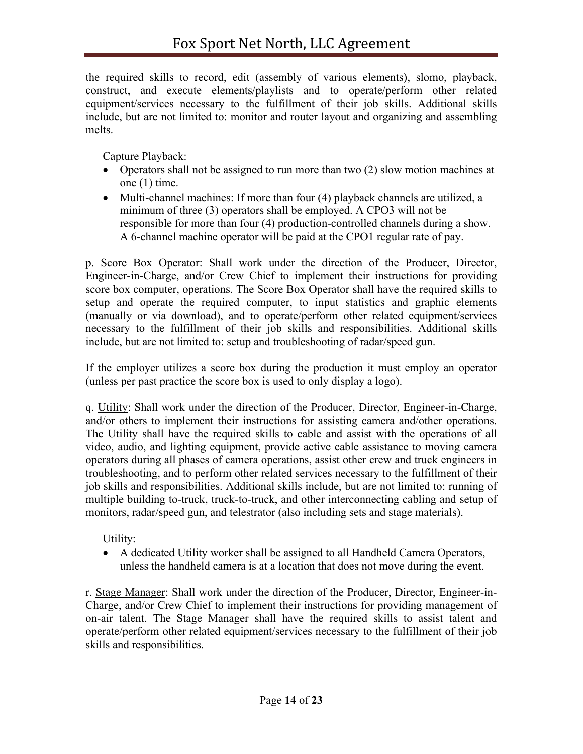the required skills to record, edit (assembly of various elements), slomo, playback, construct, and execute elements/playlists and to operate/perform other related equipment/services necessary to the fulfillment of their job skills. Additional skills include, but are not limited to: monitor and router layout and organizing and assembling melts.

Capture Playback:

- Operators shall not be assigned to run more than two (2) slow motion machines at one (1) time.
- Multi-channel machines: If more than four (4) playback channels are utilized, a minimum of three (3) operators shall be employed. A CPO3 will not be responsible for more than four (4) production-controlled channels during a show. A 6-channel machine operator will be paid at the CPO1 regular rate of pay.

p. <u>Score Box Operator</u>: Shall work under the direction of the Producer, Director, Engineer-in-Charge, and/or Crew Chief to implement their instructions for providing score box computer, operations. The Score Box Operator shall have the required skills to setup and operate the required computer, to input statistics and graphic elements (manually or via download), and to operate/perform other related equipment/services necessary to the fulfillment of their job skills and responsibilities. Additional skills include, but are not limited to: setup and troubleshooting of radar/speed gun.

If the employer utilizes a score box during the production it must employ an operator (unless per past practice the score box is used to only display a logo).

q. <u>Utility</u>: Shall work under the direction of the Producer, Director, Engineer-in-Charge, and/or others to implement their instructions for assisting camera and/other operations. The Utility shall have the required skills to cable and assist with the operations of all video, audio, and lighting equipment, provide active cable assistance to moving camera operators during all phases of camera operations, assist other crew and truck engineers in troubleshooting, and to perform other related services necessary to the fulfillment of their job skills and responsibilities. Additional skills include, but are not limited to: running of multiple building to-truck, truck-to-truck, and other interconnecting cabling and setup of monitors, radar/speed gun, and telestrator (also including sets and stage materials).

Utility:

- A dedicated Utility worker shall be assigned to all Handheld Camera Operators, unless the handheld camera is at a location that does not move during the event.

r. <u>Stage Manager</u>: Shall work under the direction of the Producer, Director, Engineer-in-Charge, and/or Crew Chief to implement their instructions for providing management of on-air talent. The Stage Manager shall have the required skills to assist talent and operate/perform other related equipment/services necessary to the fulfillment of their job skills and responsibilities.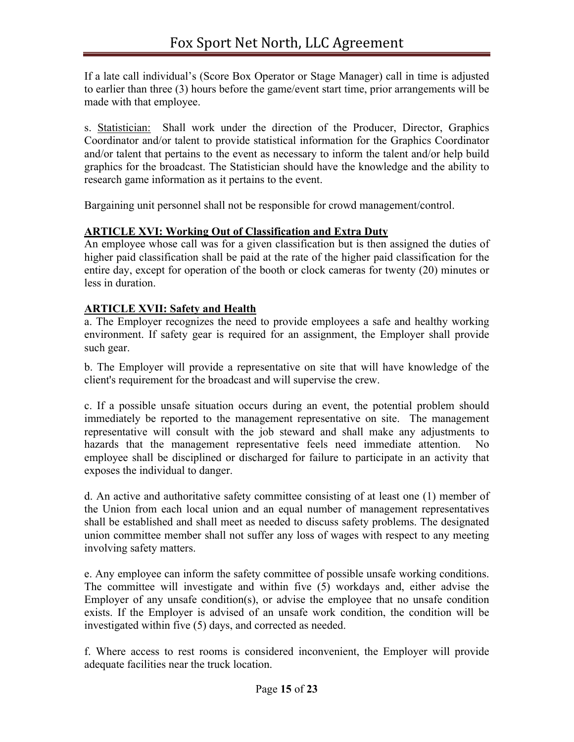If a late call individual's (Score Box Operator or Stage Manager) call in time is adjusted to earlier than three (3) hours before the game/event start time, prior arrangements will be made with that employee.

s. Statistician: Shall work under the direction of the Producer, Director, Graphics Coordinator and/or talent to provide statistical information for the Graphics Coordinator and/or talent that pertains to the event as necessary to inform the talent and/or help build graphics for the broadcast. The Statistician should have the knowledge and the ability to research game information as it pertains to the event.

Bargaining unit personnel shall not be responsible for crowd management/control.

## ARTICLE XVI: Working Out of Classification and Extra Duty

An employee whose call was for a given classification but is then assigned the duties of higher paid classification shall be paid at the rate of the higher paid classification for the entire day, except for operation of the booth or clock cameras for twenty (20) minutes or less in duration.

## ARTICLE XVII: Safety and Health

a. The Employer recognizes the need to provide employees a safe and healthy working environment. If safety gear is required for an assignment, the Employer shall provide such gear.

b. The Employer will provide a representative on site that will have knowledge of the client's requirement for the broadcast and will supervise the crew.

c. If a possible unsafe situation occurs during an event, the potential problem should immediately be reported to the management representative on site. The management representative will consult with the job steward and shall make any adjustments to hazards that the management representative feels need immediate attention. No employee shall be disciplined or discharged for failure to participate in an activity that exposes the individual to danger.

d. An active and authoritative safety committee consisting of at least one (1) member of the Union from each local union and an equal number of management representatives shall be established and shall meet as needed to discuss safety problems. The designated union committee member shall not suffer any loss of wages with respect to any meeting involving safety matters.

e. Any employee can inform the safety committee of possible unsafe working conditions. The committee will investigate and within five (5) workdays and, either advise the Employer of any unsafe condition(s), or advise the employee that no unsafe condition exists. If the Employer is advised of an unsafe work condition, the condition will be investigated within five (5) days, and corrected as needed.

f. Where access to rest rooms is considered inconvenient, the Employer will provide adequate facilities near the truck location.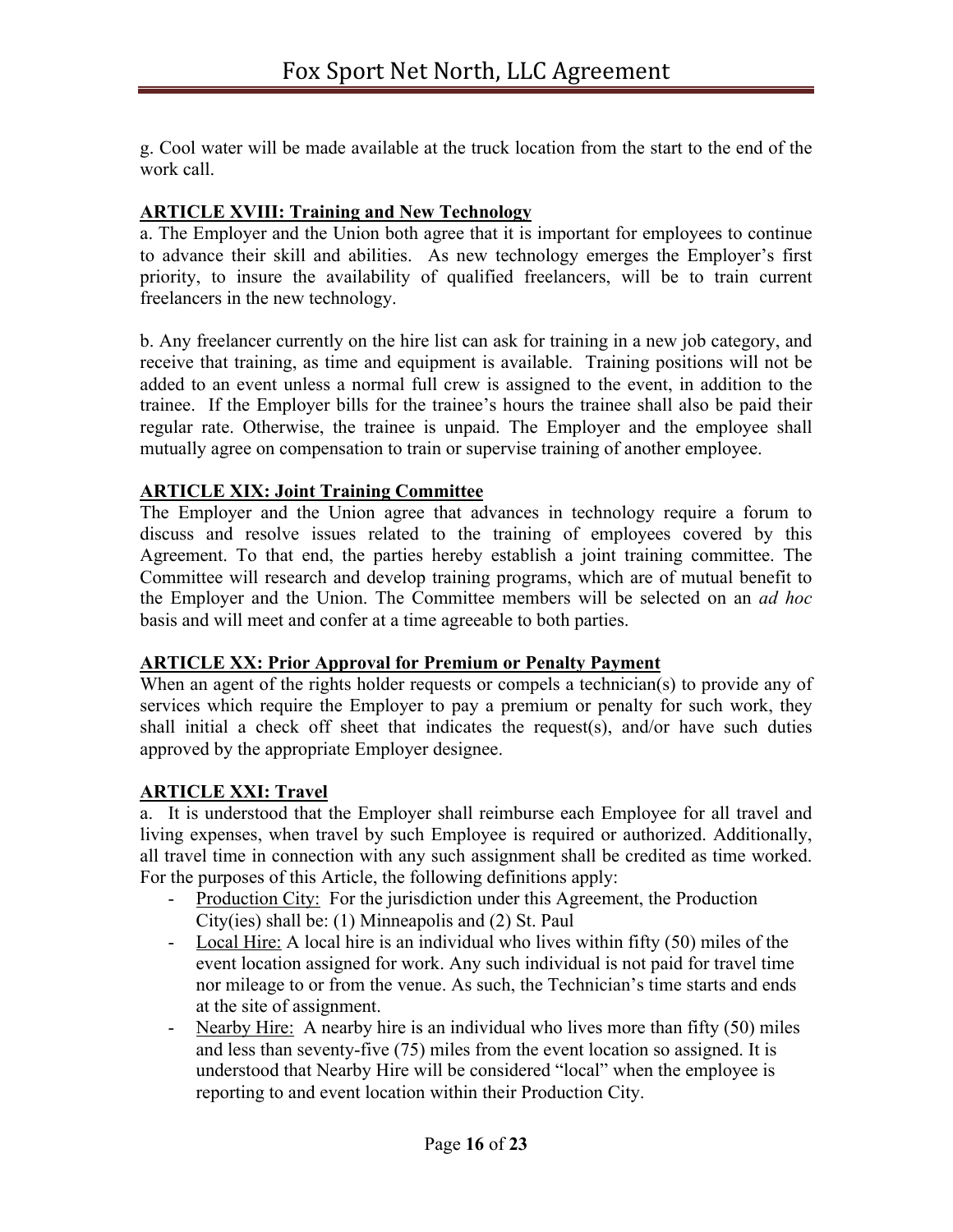g. Cool water will be made available at the truck location from the start to the end of the work call.

## ARTICLE XVIII: Training and New Technology

a. The Employer and the Union both agree that it is important for employees to continue to advance their skill and abilities. As new technology emerges the Employer's first priority, to insure the availability of qualified freelancers, will be to train current freelancers in the new technology.

b. Any freelancer currently on the hire list can ask for training in a new job category, and receive that training, as time and equipment is available. Training positions will not be added to an event unless a normal full crew is assigned to the event, in addition to the trainee. If the Employer bills for the trainee's hours the trainee shall also be paid their regular rate. Otherwise, the trainee is unpaid. The Employer and the employee shall mutually agree on compensation to train or supervise training of another employee.

## ARTICLE XIX: Joint Training Committee

The Employer and the Union agree that advances in technology require a forum to discuss and resolve issues related to the training of employees covered by this Agreement. To that end, the parties hereby establish a joint training committee. The Committee will research and develop training programs, which are of mutual benefit to the Employer and the Union. The Committee members will be selected on an *ad hoc* basis and will meet and confer at a time agreeable to both parties.

## ARTICLE XX: Prior Approval for Premium or Penalty Payment

When an agent of the rights holder requests or compels a technician(s) to provide any of services which require the Employer to pay a premium or penalty for such work, they shall initial a check off sheet that indicates the request(s), and/or have such duties approved by the appropriate Employer designee.

## ARTICLE XXI: Travel

a. It is understood that the Employer shall reimburse each Employee for all travel and living expenses, when travel by such Employee is required or authorized. Additionally, all travel time in connection with any such assignment shall be credited as time worked. For the purposes of this Article, the following definitions apply:

- Production City: For the jurisdiction under this Agreement, the Production City(ies) shall be: (1) Minneapolis and (2) St. Paul
- Local Hire: A local hire is an individual who lives within fifty (50) miles of the event location assigned for work. Any such individual is not paid for travel time nor mileage to or from the venue. As such, the Technician's time starts and ends at the site of assignment.
- Nearby Hire: A nearby hire is an individual who lives more than fifty (50) miles and less than seventy-five (75) miles from the event location so assigned. It is understood that Nearby Hire will be considered "local" when the employee is reporting to and event location within their Production City.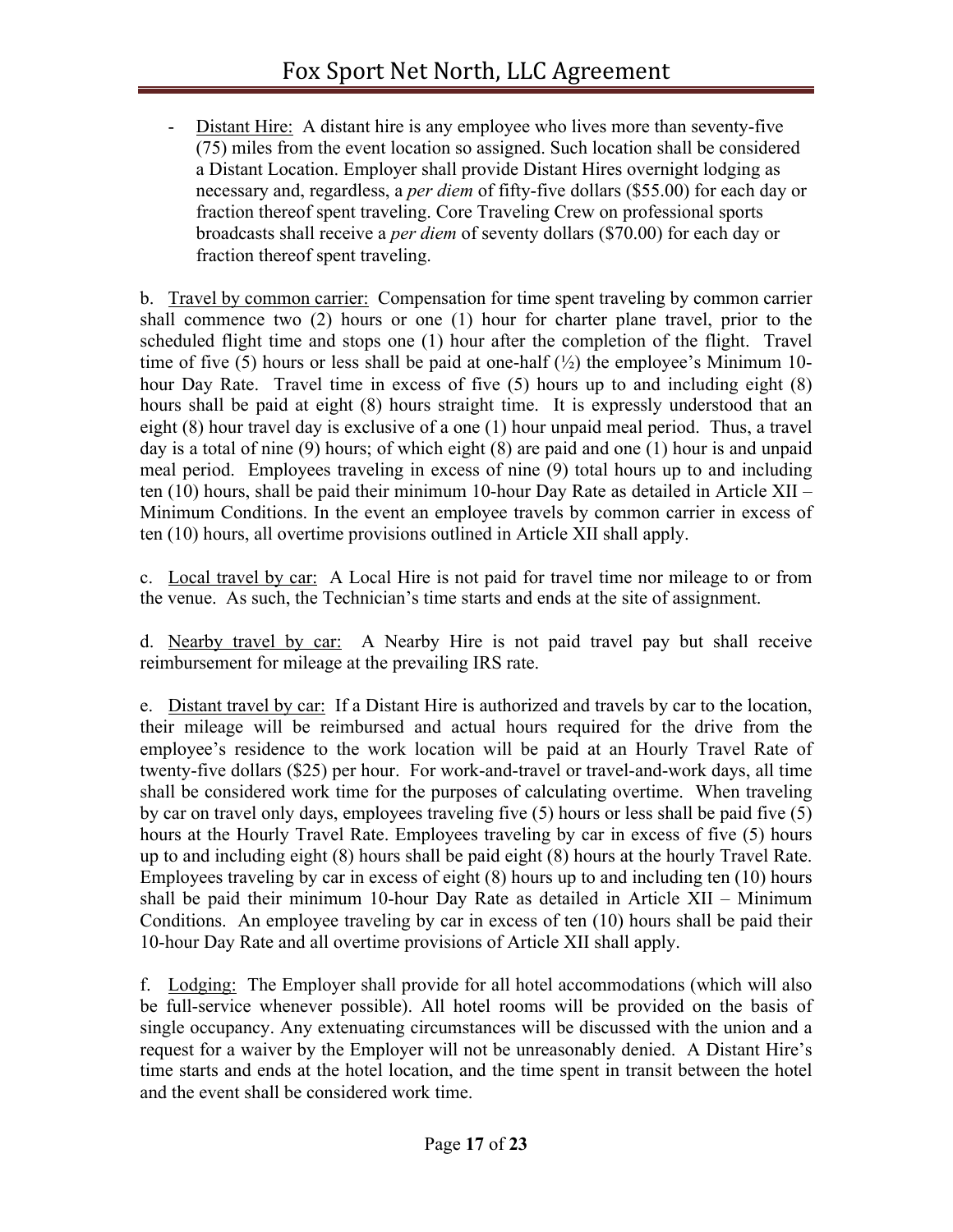- <u>Distant Hire:</u> A distant hire is any employee who lives more than seventy-five (75) miles from the event location so assigned. Such location shall be considered a Distant Location. Employer shall provide Distant Hires overnight lodging as necessary and, regardless, a *per diem* of fifty-five dollars ($55.00) for each day or fraction thereof spent traveling. Core Traveling Crew on professional sports broadcasts shall receive a *per diem* of seventy dollars ($70.00) for each day or fraction thereof spent traveling.

b. <u>Travel by common carrier:</u> Compensation for time spent traveling by common carrier shall commence two (2) hours or one (1) hour for charter plane travel, prior to the scheduled flight time and stops one (1) hour after the completion of the flight. Travel time of five (5) hours or less shall be paid at one-half (½) the employee's Minimum 10-hour Day Rate. Travel time in excess of five (5) hours up to and including eight (8) hours shall be paid at eight (8) hours straight time. It is expressly understood that an eight (8) hour travel day is exclusive of a one (1) hour unpaid meal period. Thus, a travel day is a total of nine (9) hours; of which eight (8) are paid and one (1) hour is and unpaid meal period. Employees traveling in excess of nine (9) total hours up to and including ten (10) hours, shall be paid their minimum 10-hour Day Rate as detailed in Article XII – Minimum Conditions. In the event an employee travels by common carrier in excess of ten (10) hours, all overtime provisions outlined in Article XII shall apply.

c. <u>Local travel by car:</u> A Local Hire is not paid for travel time nor mileage to or from the venue. As such, the Technician's time starts and ends at the site of assignment.

d. <u>Nearby travel by car:</u> A Nearby Hire is not paid travel pay but shall receive reimbursement for mileage at the prevailing IRS rate.

e. <u>Distant travel by car:</u> If a Distant Hire is authorized and travels by car to the location, their mileage will be reimbursed and actual hours required for the drive from the employee's residence to the work location will be paid at an Hourly Travel Rate of twenty-five dollars ($25) per hour. For work-and-travel or travel-and-work days, all time shall be considered work time for the purposes of calculating overtime. When traveling by car on travel only days, employees traveling five (5) hours or less shall be paid five (5) hours at the Hourly Travel Rate. Employees traveling by car in excess of five (5) hours up to and including eight (8) hours shall be paid eight (8) hours at the hourly Travel Rate. Employees traveling by car in excess of eight (8) hours up to and including ten (10) hours shall be paid their minimum 10-hour Day Rate as detailed in Article XII – Minimum Conditions. An employee traveling by car in excess of ten (10) hours shall be paid their 10-hour Day Rate and all overtime provisions of Article XII shall apply.

f. <u>Lodging:</u> The Employer shall provide for all hotel accommodations (which will also be full-service whenever possible). All hotel rooms will be provided on the basis of single occupancy. Any extenuating circumstances will be discussed with the union and a request for a waiver by the Employer will not be unreasonably denied. A Distant Hire's time starts and ends at the hotel location, and the time spent in transit between the hotel and the event shall be considered work time.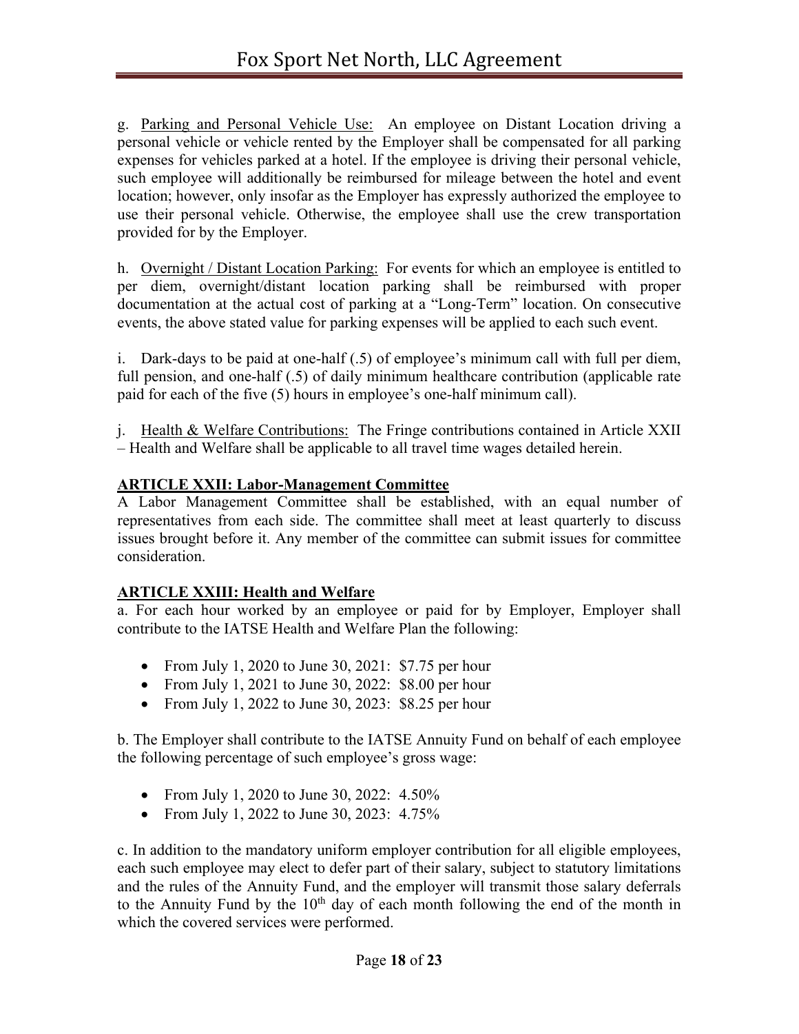g. Parking and Personal Vehicle Use: An employee on Distant Location driving a personal vehicle or vehicle rented by the Employer shall be compensated for all parking expenses for vehicles parked at a hotel. If the employee is driving their personal vehicle, such employee will additionally be reimbursed for mileage between the hotel and event location; however, only insofar as the Employer has expressly authorized the employee to use their personal vehicle. Otherwise, the employee shall use the crew transportation provided for by the Employer.

h. Overnight / Distant Location Parking: For events for which an employee is entitled to per diem, overnight/distant location parking shall be reimbursed with proper documentation at the actual cost of parking at a "Long-Term" location. On consecutive events, the above stated value for parking expenses will be applied to each such event.

i. Dark-days to be paid at one-half (.5) of employee's minimum call with full per diem, full pension, and one-half (.5) of daily minimum healthcare contribution (applicable rate paid for each of the five (5) hours in employee's one-half minimum call).

j. Health & Welfare Contributions: The Fringe contributions contained in Article XXII – Health and Welfare shall be applicable to all travel time wages detailed herein.

## ARTICLE XXII: Labor-Management Committee

A Labor Management Committee shall be established, with an equal number of representatives from each side. The committee shall meet at least quarterly to discuss issues brought before it. Any member of the committee can submit issues for committee consideration.

## ARTICLE XXIII: Health and Welfare

a. For each hour worked by an employee or paid for by Employer, Employer shall contribute to the IATSE Health and Welfare Plan the following:

- From July 1, 2020 to June 30, 2021: $7.75 per hour
- From July 1, 2021 to June 30, 2022: $8.00 per hour
- From July 1, 2022 to June 30, 2023: $8.25 per hour

b. The Employer shall contribute to the IATSE Annuity Fund on behalf of each employee the following percentage of such employee's gross wage:

- From July 1, 2020 to June 30, 2022: 4.50%
- From July 1, 2022 to June 30, 2023: 4.75%

c. In addition to the mandatory uniform employer contribution for all eligible employees, each such employee may elect to defer part of their salary, subject to statutory limitations and the rules of the Annuity Fund, and the employer will transmit those salary deferrals to the Annuity Fund by the 10th day of each month following the end of the month in which the covered services were performed.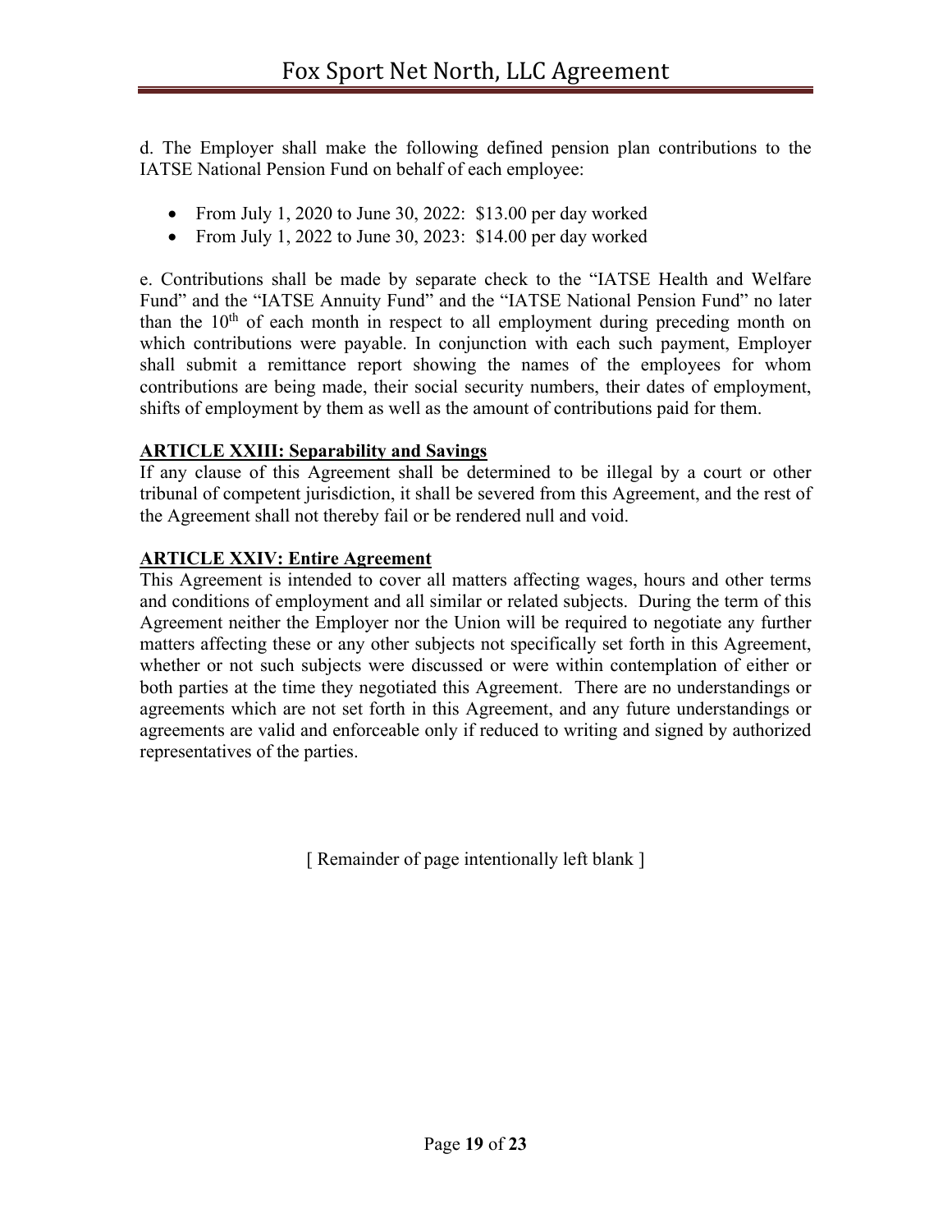d. The Employer shall make the following defined pension plan contributions to the IATSE National Pension Fund on behalf of each employee:

- From July 1, 2020 to June 30, 2022: $13.00 per day worked
- From July 1, 2022 to June 30, 2023: $14.00 per day worked

e. Contributions shall be made by separate check to the "IATSE Health and Welfare Fund" and the "IATSE Annuity Fund" and the "IATSE National Pension Fund" no later than the 10th of each month in respect to all employment during preceding month on which contributions were payable. In conjunction with each such payment, Employer shall submit a remittance report showing the names of the employees for whom contributions are being made, their social security numbers, their dates of employment, shifts of employment by them as well as the amount of contributions paid for them.

## ARTICLE XXIII: Separability and Savings

If any clause of this Agreement shall be determined to be illegal by a court or other tribunal of competent jurisdiction, it shall be severed from this Agreement, and the rest of the Agreement shall not thereby fail or be rendered null and void.

## ARTICLE XXIV: Entire Agreement

This Agreement is intended to cover all matters affecting wages, hours and other terms and conditions of employment and all similar or related subjects. During the term of this Agreement neither the Employer nor the Union will be required to negotiate any further matters affecting these or any other subjects not specifically set forth in this Agreement, whether or not such subjects were discussed or were within contemplation of either or both parties at the time they negotiated this Agreement. There are no understandings or agreements which are not set forth in this Agreement, and any future understandings or agreements are valid and enforceable only if reduced to writing and signed by authorized representatives of the parties.

[ Remainder of page intentionally left blank ]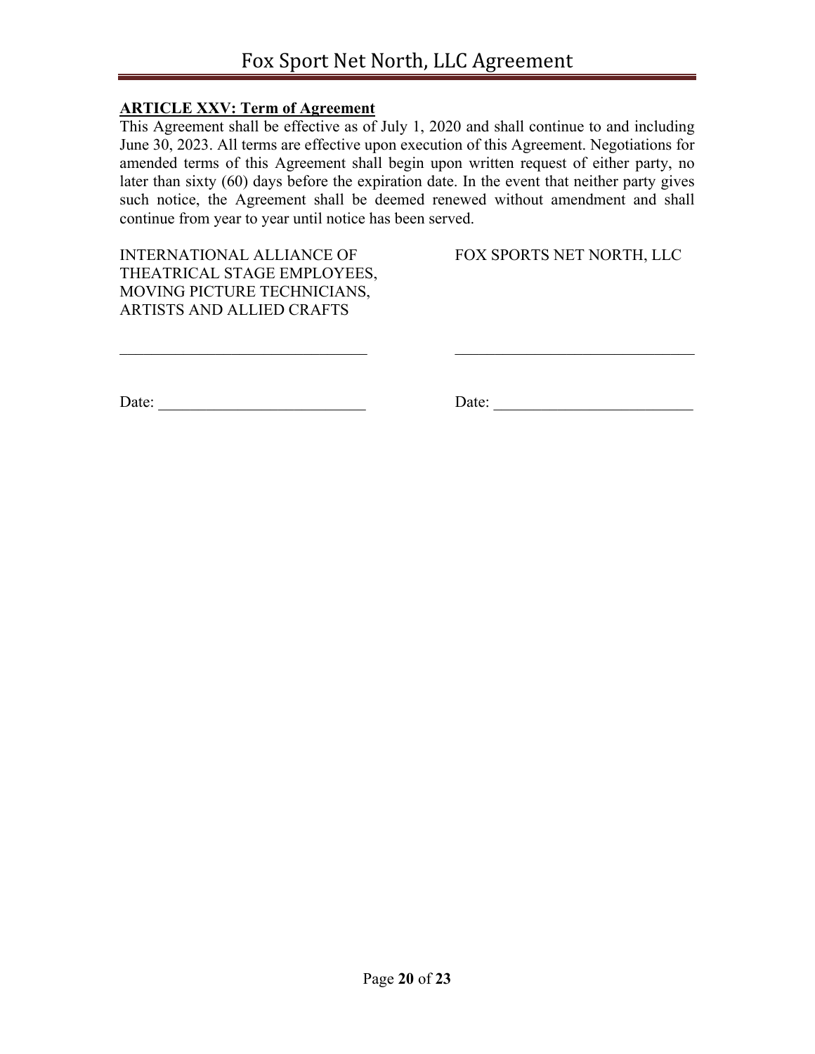**ARTICLE XXV: Term of Agreement**

This Agreement shall be effective as of July 1, 2020 and shall continue to and including June 30, 2023. All terms are effective upon execution of this Agreement. Negotiations for amended terms of this Agreement shall begin upon written request of either party, no later than sixty (60) days before the expiration date. In the event that neither party gives such notice, the Agreement shall be deemed renewed without amendment and shall continue from year to year until notice has been served.

| INTERNATIONAL ALLIANCE OF THEATRICAL STAGE EMPLOYEES, MOVING PICTURE TECHNICIANS, ARTISTS AND ALLIED CRAFTS | FOX SPORTS NET NORTH, LLC |
| --- | --- |
| ______________________________ | ______________________________ |
| Date: _________________________ | Date: _________________________ |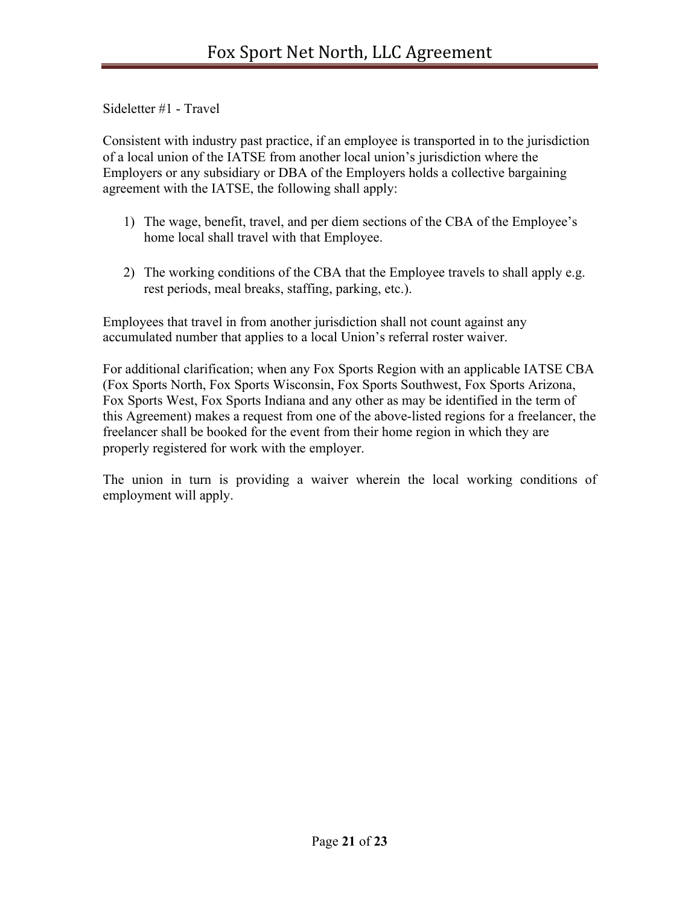Sideletter #1 - Travel

Consistent with industry past practice, if an employee is transported in to the jurisdiction of a local union of the IATSE from another local union's jurisdiction where the Employers or any subsidiary or DBA of the Employers holds a collective bargaining agreement with the IATSE, the following shall apply:

1) The wage, benefit, travel, and per diem sections of the CBA of the Employee's home local shall travel with that Employee.

2) The working conditions of the CBA that the Employee travels to shall apply e.g. rest periods, meal breaks, staffing, parking, etc.).

Employees that travel in from another jurisdiction shall not count against any accumulated number that applies to a local Union's referral roster waiver.

For additional clarification; when any Fox Sports Region with an applicable IATSE CBA (Fox Sports North, Fox Sports Wisconsin, Fox Sports Southwest, Fox Sports Arizona, Fox Sports West, Fox Sports Indiana and any other as may be identified in the term of this Agreement) makes a request from one of the above-listed regions for a freelancer, the freelancer shall be booked for the event from their home region in which they are properly registered for work with the employer.

The union in turn is providing a waiver wherein the local working conditions of employment will apply.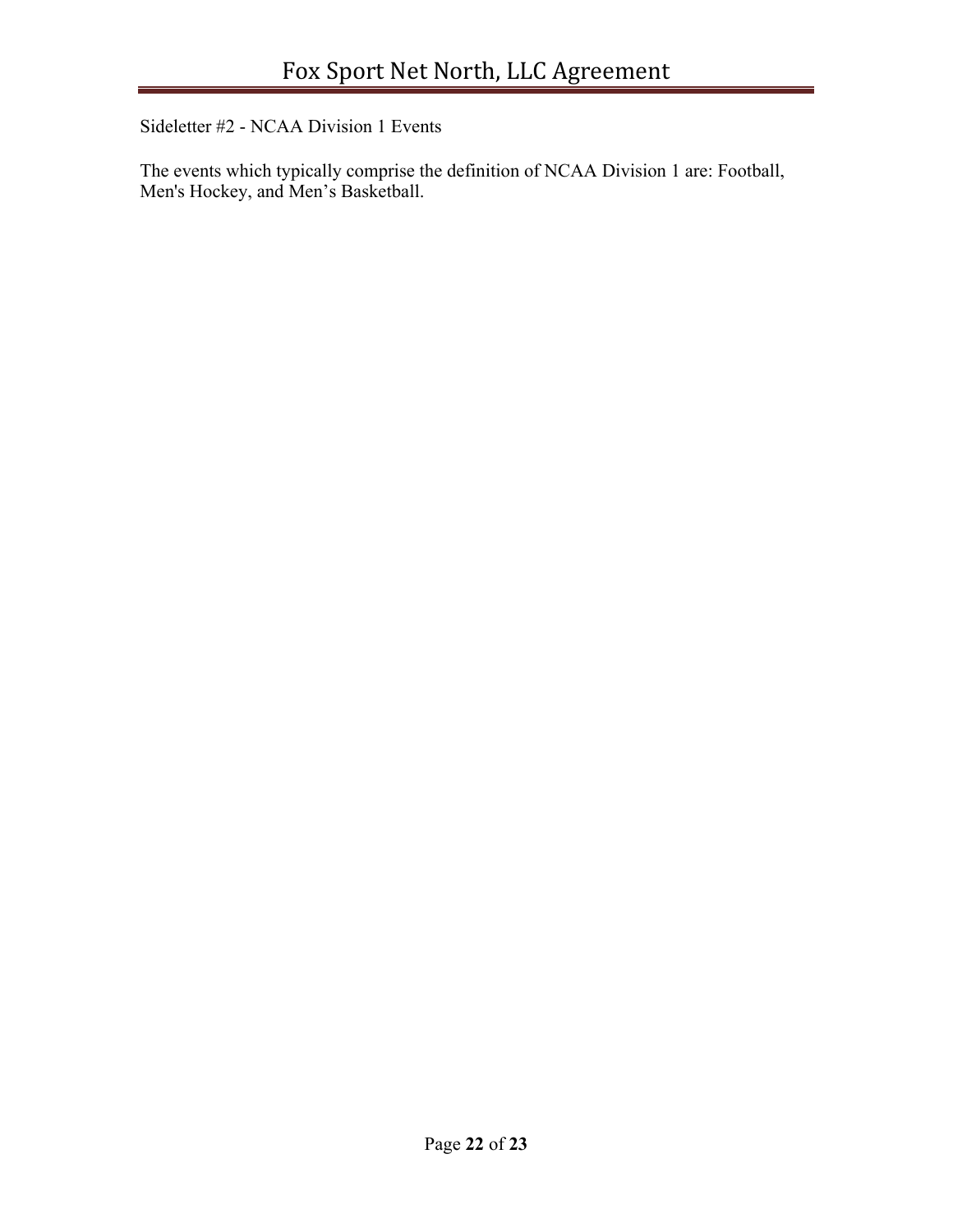Sideletter #2 - NCAA Division 1 Events

The events which typically comprise the definition of NCAA Division 1 are: Football, Men's Hockey, and Men’s Basketball.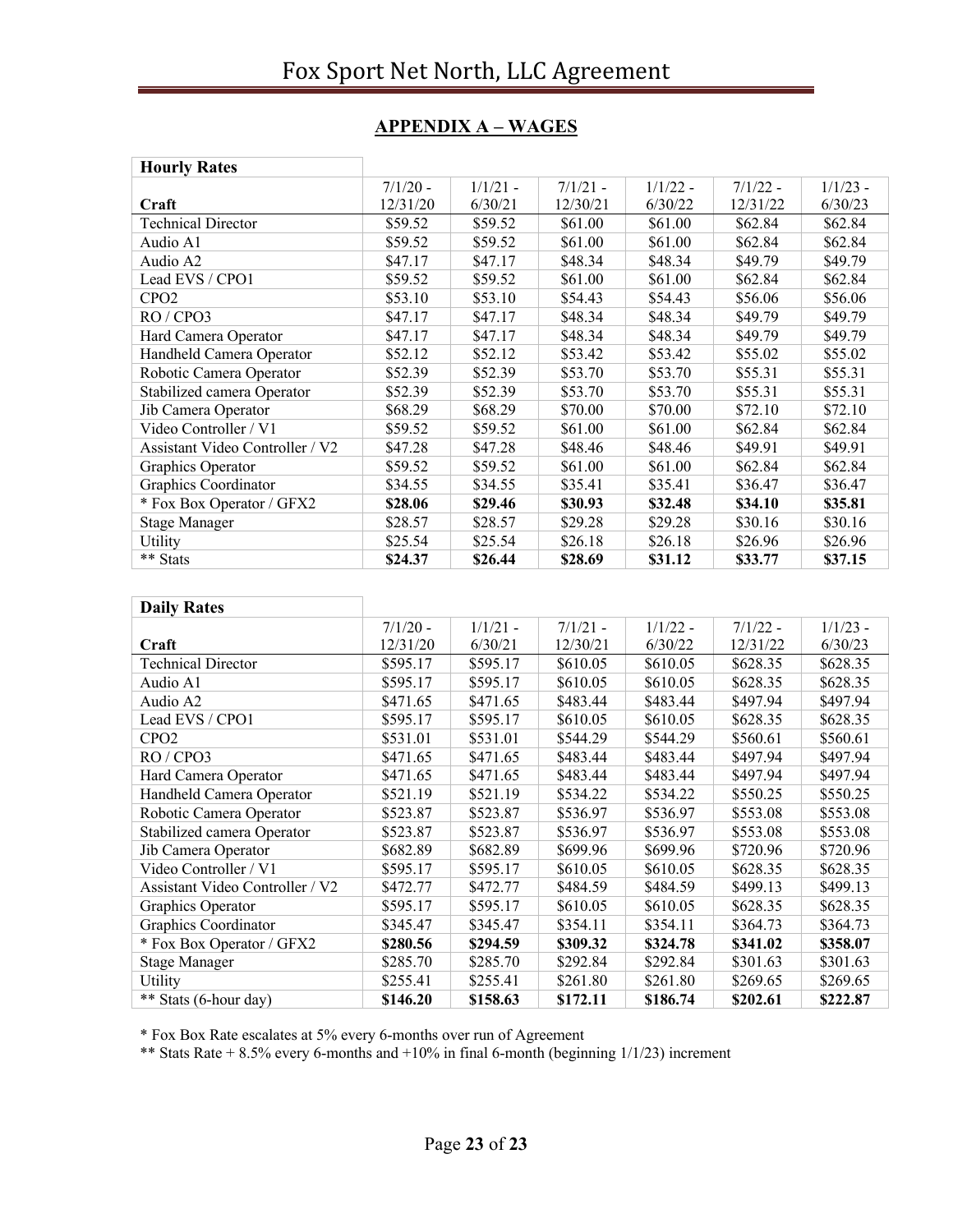## APPENDIX A – WAGES

| Hourly Rates | | | | | | |
|---|---|---|---|---|---|---|
| Craft | 7/1/20 - 12/31/20 | 1/1/21 - 6/30/21 | 7/1/21 - 12/30/21 | 1/1/22 - 6/30/22 | 7/1/22 - 12/31/22 | 1/1/23 - 6/30/23 |
| Technical Director | $59.52 | $59.52 | $61.00 | $61.00 | $62.84 | $62.84 |
| Audio A1 | $59.52 | $59.52 | $61.00 | $61.00 | $62.84 | $62.84 |
| Audio A2 | $47.17 | $47.17 | $48.34 | $48.34 | $49.79 | $49.79 |
| Lead EVS / CPO1 | $59.52 | $59.52 | $61.00 | $61.00 | $62.84 | $62.84 |
| CPO2 | $53.10 | $53.10 | $54.43 | $54.43 | $56.06 | $56.06 |
| RO / CPO3 | $47.17 | $47.17 | $48.34 | $48.34 | $49.79 | $49.79 |
| Hard Camera Operator | $47.17 | $47.17 | $48.34 | $48.34 | $49.79 | $49.79 |
| Handheld Camera Operator | $52.12 | $52.12 | $53.42 | $53.42 | $55.02 | $55.02 |
| Robotic Camera Operator | $52.39 | $52.39 | $53.70 | $53.70 | $55.31 | $55.31 |
| Stabilized camera Operator | $52.39 | $52.39 | $53.70 | $53.70 | $55.31 | $55.31 |
| Jib Camera Operator | $68.29 | $68.29 | $70.00 | $70.00 | $72.10 | $72.10 |
| Video Controller / V1 | $59.52 | $59.52 | $61.00 | $61.00 | $62.84 | $62.84 |
| Assistant Video Controller / V2 | $47.28 | $47.28 | $48.46 | $48.46 | $49.91 | $49.91 |
| Graphics Operator | $59.52 | $59.52 | $61.00 | $61.00 | $62.84 | $62.84 |
| Graphics Coordinator | $34.55 | $34.55 | $35.41 | $35.41 | $36.47 | $36.47 |
| * Fox Box Operator / GFX2 | **$28.06** | **$29.46** | **$30.93** | **$32.48** | **$34.10** | **$35.81** |
| Stage Manager | $28.57 | $28.57 | $29.28 | $29.28 | $30.16 | $30.16 |
| Utility | $25.54 | $25.54 | $26.18 | $26.18 | $26.96 | $26.96 |
| ** Stats | **$24.37** | **$26.44** | **$28.69** | **$31.12** | **$33.77** | **$37.15** |

| Daily Rates | | | | | | |
|---|---|---|---|---|---|---|
| Craft | 7/1/20 - 12/31/20 | 1/1/21 - 6/30/21 | 7/1/21 - 12/30/21 | 1/1/22 - 6/30/22 | 7/1/22 - 12/31/22 | 1/1/23 - 6/30/23 |
| Technical Director | $595.17 | $595.17 | $610.05 | $610.05 | $628.35 | $628.35 |
| Audio A1 | $595.17 | $595.17 | $610.05 | $610.05 | $628.35 | $628.35 |
| Audio A2 | $471.65 | $471.65 | $483.44 | $483.44 | $497.94 | $497.94 |
| Lead EVS / CPO1 | $595.17 | $595.17 | $610.05 | $610.05 | $628.35 | $628.35 |
| CPO2 | $531.01 | $531.01 | $544.29 | $544.29 | $560.61 | $560.61 |
| RO / CPO3 | $471.65 | $471.65 | $483.44 | $483.44 | $497.94 | $497.94 |
| Hard Camera Operator | $471.65 | $471.65 | $483.44 | $483.44 | $497.94 | $497.94 |
| Handheld Camera Operator | $521.19 | $521.19 | $534.22 | $534.22 | $550.25 | $550.25 |
| Robotic Camera Operator | $523.87 | $523.87 | $536.97 | $536.97 | $553.08 | $553.08 |
| Stabilized camera Operator | $523.87 | $523.87 | $536.97 | $536.97 | $553.08 | $553.08 |
| Jib Camera Operator | $682.89 | $682.89 | $699.96 | $699.96 | $720.96 | $720.96 |
| Video Controller / V1 | $595.17 | $595.17 | $610.05 | $610.05 | $628.35 | $628.35 |
| Assistant Video Controller / V2 | $472.77 | $472.77 | $484.59 | $484.59 | $499.13 | $499.13 |
| Graphics Operator | $595.17 | $595.17 | $610.05 | $610.05 | $628.35 | $628.35 |
| Graphics Coordinator | $345.47 | $345.47 | $354.11 | $354.11 | $364.73 | $364.73 |
| * Fox Box Operator / GFX2 | **$280.56** | **$294.59** | **$309.32** | **$324.78** | **$341.02** | **$358.07** |
| Stage Manager | $285.70 | $285.70 | $292.84 | $292.84 | $301.63 | $301.63 |
| Utility | $255.41 | $255.41 | $261.80 | $261.80 | $269.65 | $269.65 |
| ** Stats (6-hour day) | **$146.20** | **$158.63** | **$172.11** | **$186.74** | **$202.61** | **$222.87** |

* Fox Box Rate escalates at 5% every 6-months over run of Agreement

** Stats Rate + 8.5% every 6-months and +10% in final 6-month (beginning 1/1/23) increment